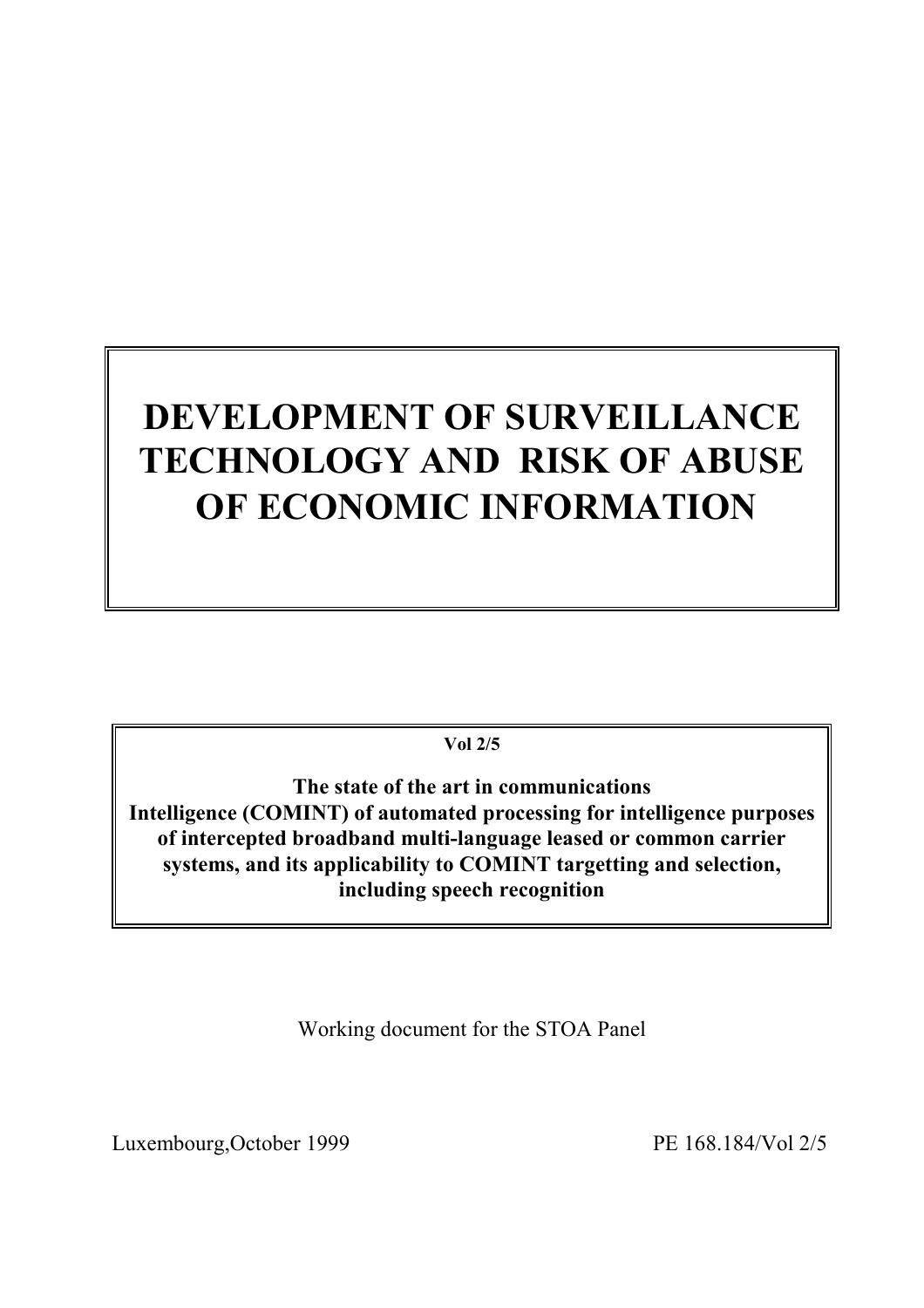# DEVELOPMENT OF SURVEILLANCE TECHNOLOGY AND RISK OF ABUSE OF ECONOMIC INFORMATION

**Vol 2/5**

**The state of the art in communications Intelligence (COMINT) of automated processing for intelligence purposes of intercepted broadband multi-language leased or common carrier systems, and its applicability to COMINT targetting and selection, including speech recognition**

Working document for the STOA Panel

Luxembourg,October 1999 PE 168.184/Vol 2/5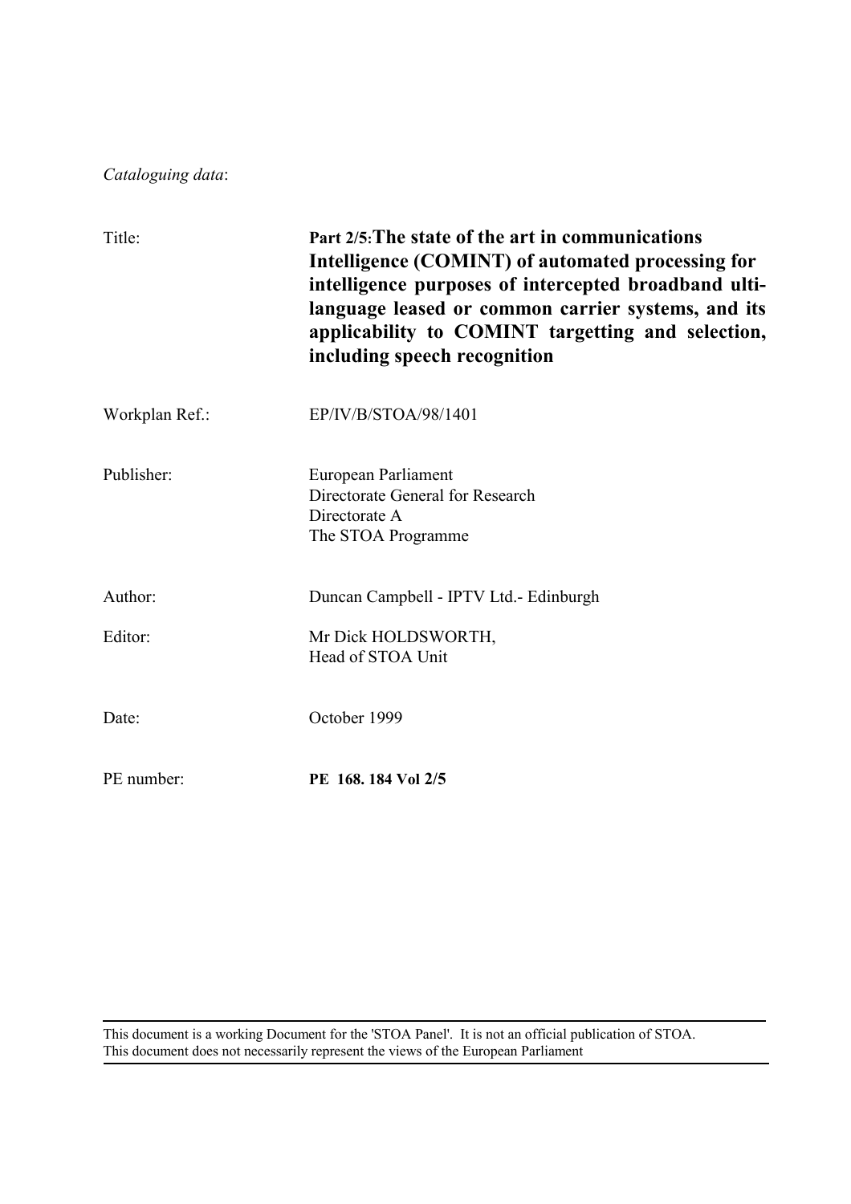*Cataloguing data*:

| | |
|---|---|
| Title: | **Part 2/5: The state of the art in communications Intelligence (COMINT) of automated processing for intelligence purposes of intercepted broadband ulti-language leased or common carrier systems, and its applicability to COMINT targetting and selection, including speech recognition** |
| Workplan Ref.: | EP/IV/B/STOA/98/1401 |
| Publisher: | European Parliament<br>Directorate General for Research<br>Directorate A<br>The STOA Programme |
| Author: | Duncan Campbell - IPTV Ltd.- Edinburgh |
| Editor: | Mr Dick HOLDSWORTH,<br>Head of STOA Unit |
| Date: | October 1999 |
| PE number: | **PE 168. 184 Vol 2/5** |

This document is a working Document for the 'STOA Panel'. It is not an official publication of STOA.
This document does not necessarily represent the views of the European Parliament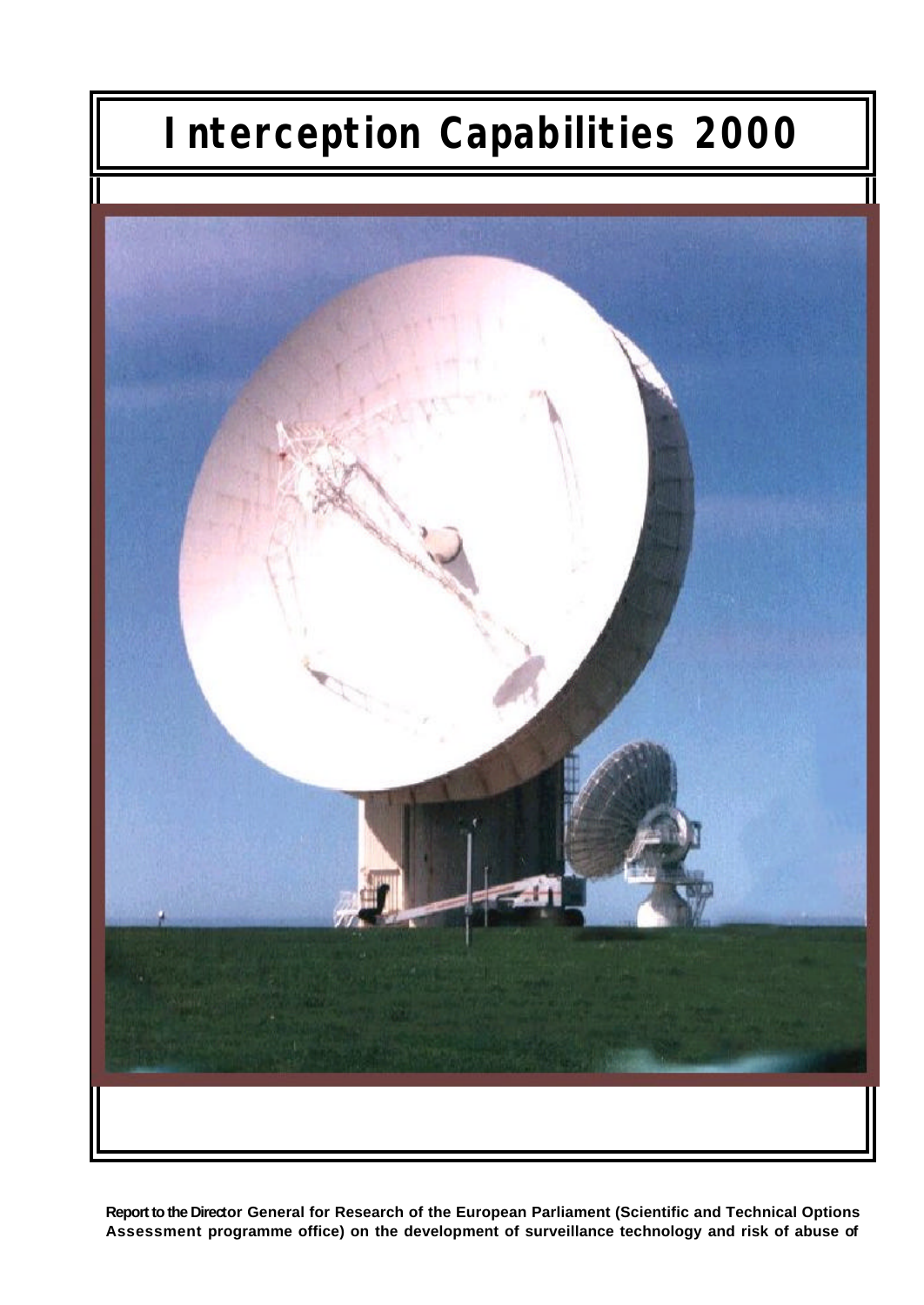# Interception Capabilities 2000

**Report to the Director General for Research of the European Parliament (Scientific and Technical Options Assessment programme office) on the development of surveillance technology and risk of abuse of**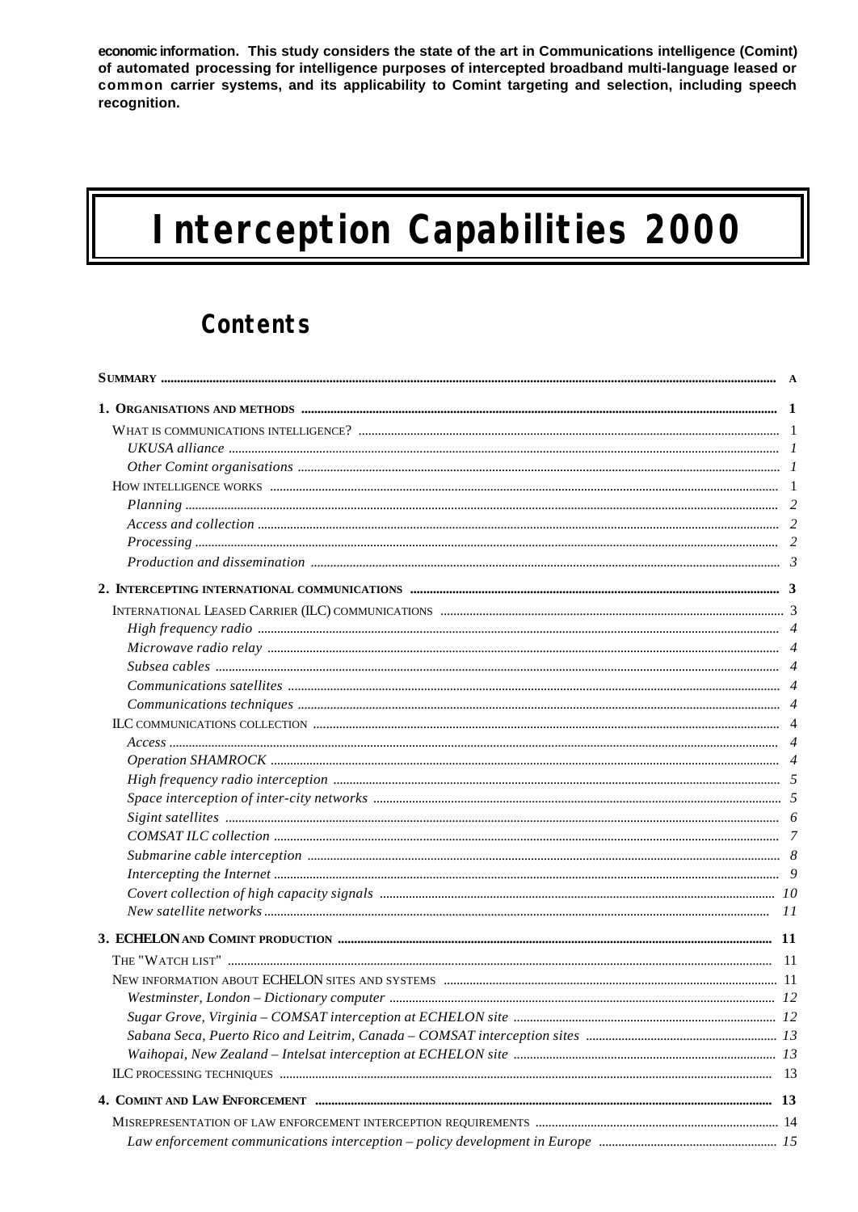**economic information. This study considers the state of the art in Communications intelligence (Comint) of automated processing for intelligence purposes of intercepted broadband multi-language leased or common carrier systems, and its applicability to Comint targeting and selection, including speech recognition.**

# Interception Capabilities 2000

## Contents

| | |
|---|---|
| **SUMMARY** | **A** |
| **1. ORGANISATIONS AND METHODS** | **1** |
| WHAT IS COMMUNICATIONS INTELLIGENCE? | 1 |
| *UKUSA alliance* | *1* |
| *Other Comint organisations* | *1* |
| HOW INTELLIGENCE WORKS | 1 |
| *Planning* | *2* |
| *Access and collection* | *2* |
| *Processing* | *2* |
| *Production and dissemination* | *3* |
| **2. INTERCEPTING INTERNATIONAL COMMUNICATIONS** | **3** |
| INTERNATIONAL LEASED CARRIER (ILC) COMMUNICATIONS | 3 |
| *High frequency radio* | *4* |
| *Microwave radio relay* | *4* |
| *Subsea cables* | *4* |
| *Communications satellites* | *4* |
| *Communications techniques* | *4* |
| ILC COMMUNICATIONS COLLECTION | 4 |
| *Access* | *4* |
| *Operation SHAMROCK* | *4* |
| *High frequency radio interception* | *5* |
| *Space interception of inter-city networks* | *5* |
| *Sigint satellites* | *6* |
| *COMSAT ILC collection* | *7* |
| *Submarine cable interception* | *8* |
| *Intercepting the Internet* | *9* |
| *Covert collection of high capacity signals* | *10* |
| *New satellite networks* | *11* |
| **3. ECHELON AND COMINT PRODUCTION** | **11** |
| THE "WATCH LIST" | 11 |
| NEW INFORMATION ABOUT ECHELON SITES AND SYSTEMS | 11 |
| *Westminster, London – Dictionary computer* | *12* |
| *Sugar Grove, Virginia – COMSAT interception at ECHELON site* | *12* |
| *Sabana Seca, Puerto Rico and Leitrim, Canada – COMSAT interception sites* | *13* |
| *Waihopai, New Zealand – Intelsat interception at ECHELON site* | *13* |
| ILC PROCESSING TECHNIQUES | 13 |
| **4. COMINT AND LAW ENFORCEMENT** | **13** |
| MISREPRESENTATION OF LAW ENFORCEMENT INTERCEPTION REQUIREMENTS | 14 |
| *Law enforcement communications interception – policy development in Europe* | *15* |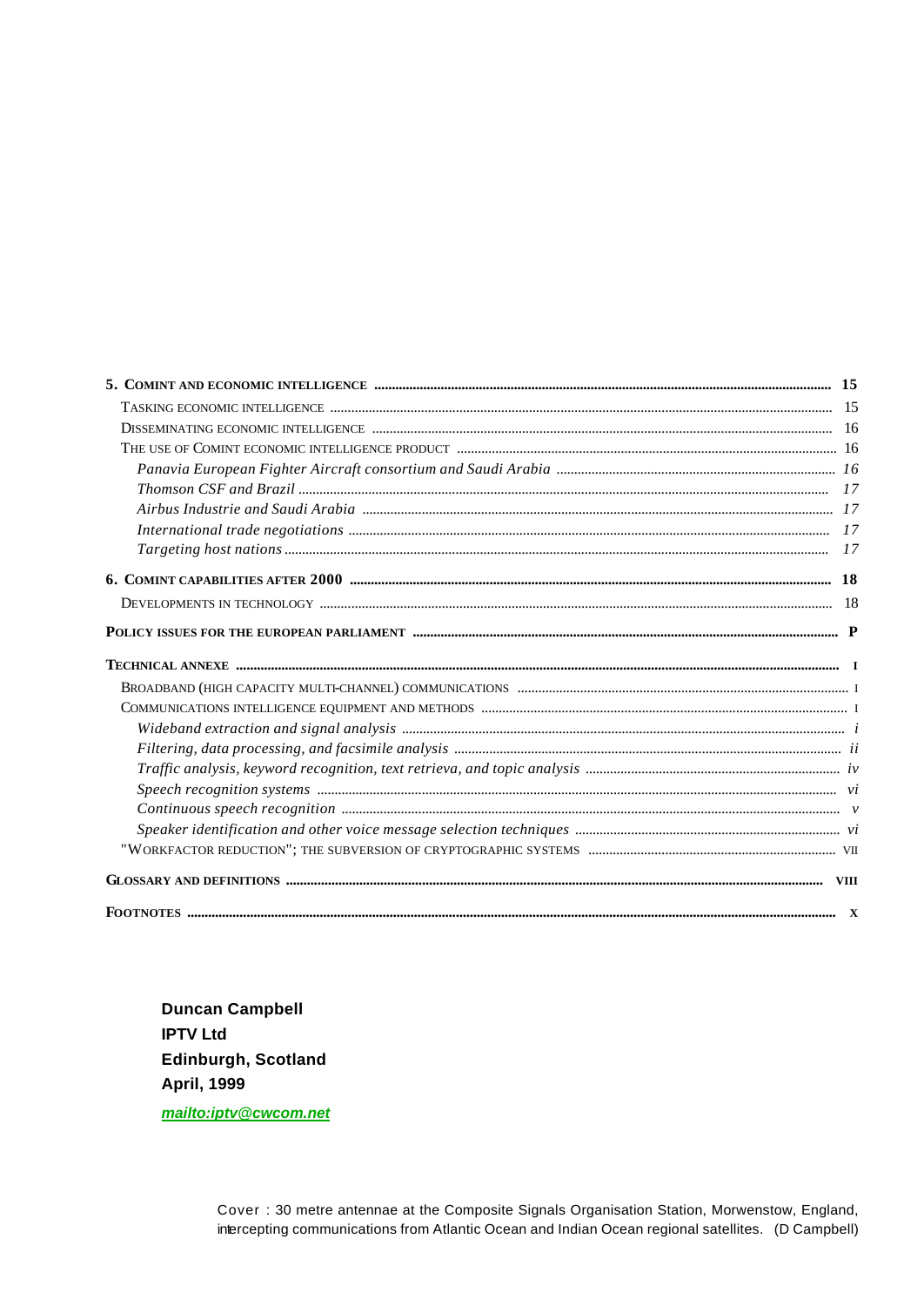**5. COMINT AND ECONOMIC INTELLIGENCE** ........ **15**

- TASKING ECONOMIC INTELLIGENCE ........ 15
- DISSEMINATING ECONOMIC INTELLIGENCE ........ 16
- THE USE OF COMINT ECONOMIC INTELLIGENCE PRODUCT ........ 16
  - *Panavia European Fighter Aircraft consortium and Saudi Arabia* ........ *16*
  - *Thomson CSF and Brazil* ........ *17*
  - *Airbus Industrie and Saudi Arabia* ........ *17*
  - *International trade negotiations* ........ *17*
  - *Targeting host nations* ........ *17*

**6. COMINT CAPABILITIES AFTER 2000** ........ **18**

- DEVELOPMENTS IN TECHNOLOGY ........ 18

**POLICY ISSUES FOR THE EUROPEAN PARLIAMENT** ........ **P**

**TECHNICAL ANNEXE** ........ **I**

- BROADBAND (HIGH CAPACITY MULTI-CHANNEL) COMMUNICATIONS ........ I
- COMMUNICATIONS INTELLIGENCE EQUIPMENT AND METHODS ........ I
  - *Wideband extraction and signal analysis* ........ *i*
  - *Filtering, data processing, and facsimile analysis* ........ *ii*
  - *Traffic analysis, keyword recognition, text retrieva, and topic analysis* ........ *iv*
  - *Speech recognition systems* ........ *vi*
  - *Continuous speech recognition* ........ *v*
  - *Speaker identification and other voice message selection techniques* ........ *vi*
- "WORKFACTOR REDUCTION"; THE SUBVERSION OF CRYPTOGRAPHIC SYSTEMS ........ VII

**GLOSSARY AND DEFINITIONS** ........ **VIII**

**FOOTNOTES** ........ **X**

**Duncan Campbell**
**IPTV Ltd**
**Edinburgh, Scotland**
**April, 1999**

***mailto:iptv@cwcom.net***

Cover : 30 metre antennae at the Composite Signals Organisation Station, Morwenstow, England, intercepting communications from Atlantic Ocean and Indian Ocean regional satellites. (D Campbell)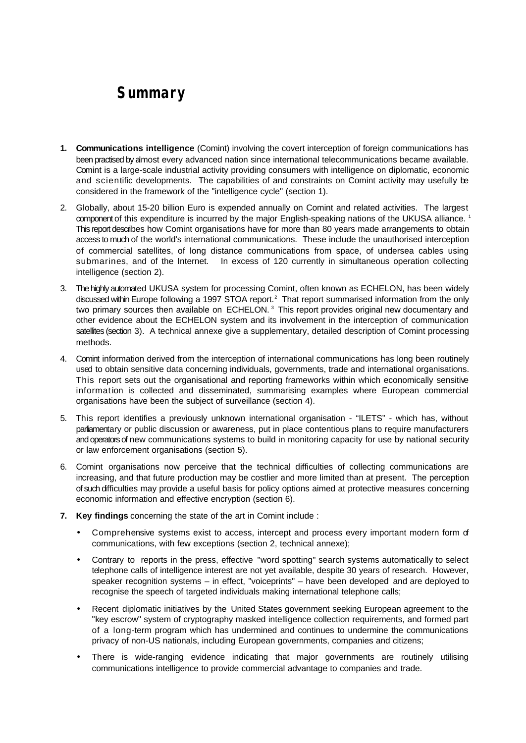# Summary

1. **Communications intelligence** (Comint) involving the covert interception of foreign communications has been practised by almost every advanced nation since international telecommunications became available. Comint is a large-scale industrial activity providing consumers with intelligence on diplomatic, economic and scientific developments. The capabilities of and constraints on Comint activity may usefully be considered in the framework of the "intelligence cycle" (section 1).

2. Globally, about 15-20 billion Euro is expended annually on Comint and related activities. The largest component of this expenditure is incurred by the major English-speaking nations of the UKUSA alliance. [1] This report describes how Comint organisations have for more than 80 years made arrangements to obtain access to much of the world's international communications. These include the unauthorised interception of commercial satellites, of long distance communications from space, of undersea cables using submarines, and of the Internet. In excess of 120 currently in simultaneous operation collecting intelligence (section 2).

3. The highly automated UKUSA system for processing Comint, often known as ECHELON, has been widely discussed within Europe following a 1997 STOA report.[2] That report summarised information from the only two primary sources then available on ECHELON. [3] This report provides original new documentary and other evidence about the ECHELON system and its involvement in the interception of communication satellites (section 3). A technical annexe give a supplementary, detailed description of Comint processing methods.

4. Comint information derived from the interception of international communications has long been routinely used to obtain sensitive data concerning individuals, governments, trade and international organisations. This report sets out the organisational and reporting frameworks within which economically sensitive information is collected and disseminated, summarising examples where European commercial organisations have been the subject of surveillance (section 4).

5. This report identifies a previously unknown international organisation - "ILETS" - which has, without parliamentary or public discussion or awareness, put in place contentious plans to require manufacturers and operators of new communications systems to build in monitoring capacity for use by national security or law enforcement organisations (section 5).

6. Comint organisations now perceive that the technical difficulties of collecting communications are increasing, and that future production may be costlier and more limited than at present. The perception of such difficulties may provide a useful basis for policy options aimed at protective measures concerning economic information and effective encryption (section 6).

7. **Key findings** concerning the state of the art in Comint include :

   - Comprehensive systems exist to access, intercept and process every important modern form of communications, with few exceptions (section 2, technical annexe);
   - Contrary to reports in the press, effective "word spotting" search systems automatically to select telephone calls of intelligence interest are not yet available, despite 30 years of research. However, speaker recognition systems – in effect, "voiceprints" – have been developed and are deployed to recognise the speech of targeted individuals making international telephone calls;
   - Recent diplomatic initiatives by the United States government seeking European agreement to the "key escrow" system of cryptography masked intelligence collection requirements, and formed part of a long-term program which has undermined and continues to undermine the communications privacy of non-US nationals, including European governments, companies and citizens;
   - There is wide-ranging evidence indicating that major governments are routinely utilising communications intelligence to provide commercial advantage to companies and trade.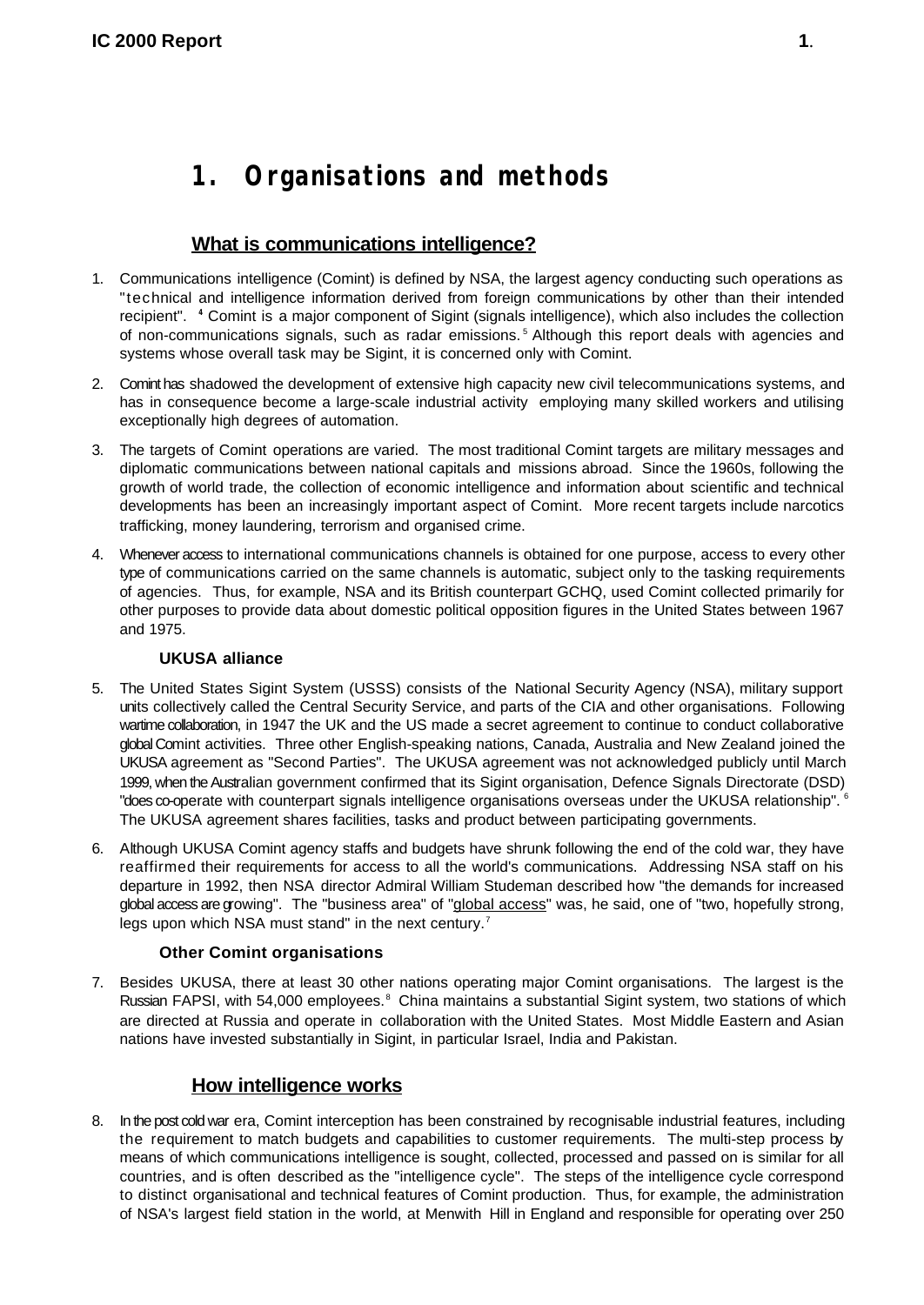# 1. Organisations and methods

## What is communications intelligence?

1. Communications intelligence (Comint) is defined by NSA, the largest agency conducting such operations as "technical and intelligence information derived from foreign communications by other than their intended recipient". [4] Comint is a major component of Sigint (signals intelligence), which also includes the collection of non-communications signals, such as radar emissions. [5] Although this report deals with agencies and systems whose overall task may be Sigint, it is concerned only with Comint.

2. Comint has shadowed the development of extensive high capacity new civil telecommunications systems, and has in consequence become a large-scale industrial activity employing many skilled workers and utilising exceptionally high degrees of automation.

3. The targets of Comint operations are varied. The most traditional Comint targets are military messages and diplomatic communications between national capitals and missions abroad. Since the 1960s, following the growth of world trade, the collection of economic intelligence and information about scientific and technical developments has been an increasingly important aspect of Comint. More recent targets include narcotics trafficking, money laundering, terrorism and organised crime.

4. Whenever access to international communications channels is obtained for one purpose, access to every other type of communications carried on the same channels is automatic, subject only to the tasking requirements of agencies. Thus, for example, NSA and its British counterpart GCHQ, used Comint collected primarily for other purposes to provide data about domestic political opposition figures in the United States between 1967 and 1975.

### UKUSA alliance

5. The United States Sigint System (USSS) consists of the National Security Agency (NSA), military support units collectively called the Central Security Service, and parts of the CIA and other organisations. Following wartime collaboration, in 1947 the UK and the US made a secret agreement to continue to conduct collaborative global Comint activities. Three other English-speaking nations, Canada, Australia and New Zealand joined the UKUSA agreement as "Second Parties". The UKUSA agreement was not acknowledged publicly until March 1999, when the Australian government confirmed that its Sigint organisation, Defence Signals Directorate (DSD) "does co-operate with counterpart signals intelligence organisations overseas under the UKUSA relationship". [6] The UKUSA agreement shares facilities, tasks and product between participating governments.

6. Although UKUSA Comint agency staffs and budgets have shrunk following the end of the cold war, they have reaffirmed their requirements for access to all the world's communications. Addressing NSA staff on his departure in 1992, then NSA director Admiral William Studeman described how "the demands for increased global access are growing". The "business area" of "global access" was, he said, one of "two, hopefully strong, legs upon which NSA must stand" in the next century. [7]

### Other Comint organisations

7. Besides UKUSA, there at least 30 other nations operating major Comint organisations. The largest is the Russian FAPSI, with 54,000 employees. [8] China maintains a substantial Sigint system, two stations of which are directed at Russia and operate in collaboration with the United States. Most Middle Eastern and Asian nations have invested substantially in Sigint, in particular Israel, India and Pakistan.

## How intelligence works

8. In the post cold war era, Comint interception has been constrained by recognisable industrial features, including the requirement to match budgets and capabilities to customer requirements. The multi-step process by means of which communications intelligence is sought, collected, processed and passed on is similar for all countries, and is often described as the "intelligence cycle". The steps of the intelligence cycle correspond to distinct organisational and technical features of Comint production. Thus, for example, the administration of NSA's largest field station in the world, at Menwith Hill in England and responsible for operating over 250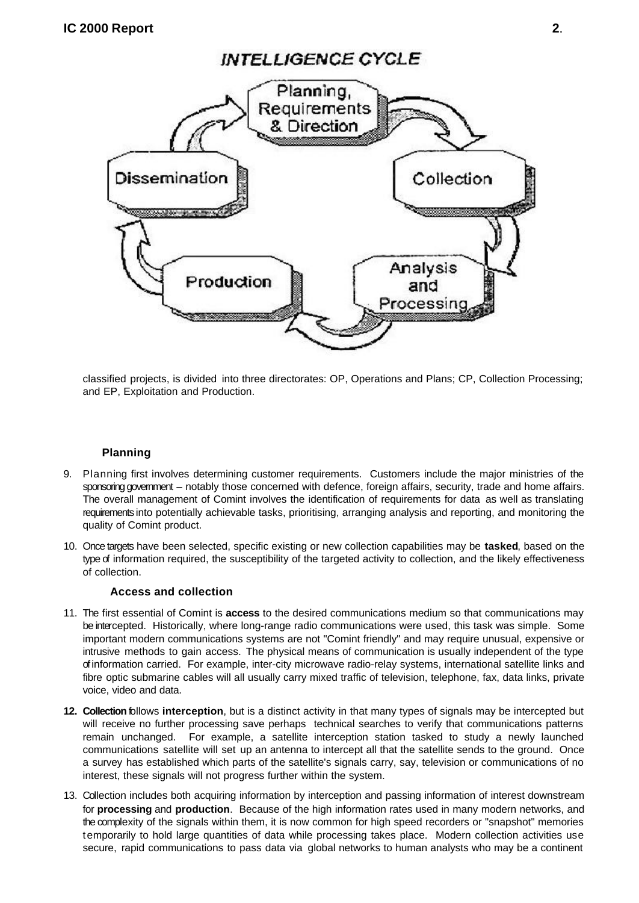INTELLIGENCE CYCLE

Planning, Requirements & Direction → Collection → Analysis and Processing → Production → Dissemination

classified projects, is divided into three directorates: OP, Operations and Plans; CP, Collection Processing; and EP, Exploitation and Production.

### Planning

9. Planning first involves determining customer requirements. Customers include the major ministries of the sponsoring government – notably those concerned with defence, foreign affairs, security, trade and home affairs. The overall management of Comint involves the identification of requirements for data as well as translating requirements into potentially achievable tasks, prioritising, arranging analysis and reporting, and monitoring the quality of Comint product.

10. Once targets have been selected, specific existing or new collection capabilities may be **tasked**, based on the type of information required, the susceptibility of the targeted activity to collection, and the likely effectiveness of collection.

### Access and collection

11. The first essential of Comint is **access** to the desired communications medium so that communications may be intercepted. Historically, where long-range radio communications were used, this task was simple. Some important modern communications systems are not "Comint friendly" and may require unusual, expensive or intrusive methods to gain access. The physical means of communication is usually independent of the type of information carried. For example, inter-city microwave radio-relay systems, international satellite links and fibre optic submarine cables will all usually carry mixed traffic of television, telephone, fax, data links, private voice, video and data.

12. **Collection** follows **interception**, but is a distinct activity in that many types of signals may be intercepted but will receive no further processing save perhaps technical searches to verify that communications patterns remain unchanged. For example, a satellite interception station tasked to study a newly launched communications satellite will set up an antenna to intercept all that the satellite sends to the ground. Once a survey has established which parts of the satellite's signals carry, say, television or communications of no interest, these signals will not progress further within the system.

13. Collection includes both acquiring information by interception and passing information of interest downstream for **processing** and **production**. Because of the high information rates used in many modern networks, and the complexity of the signals within them, it is now common for high speed recorders or "snapshot" memories temporarily to hold large quantities of data while processing takes place. Modern collection activities use secure, rapid communications to pass data via global networks to human analysts who may be a continent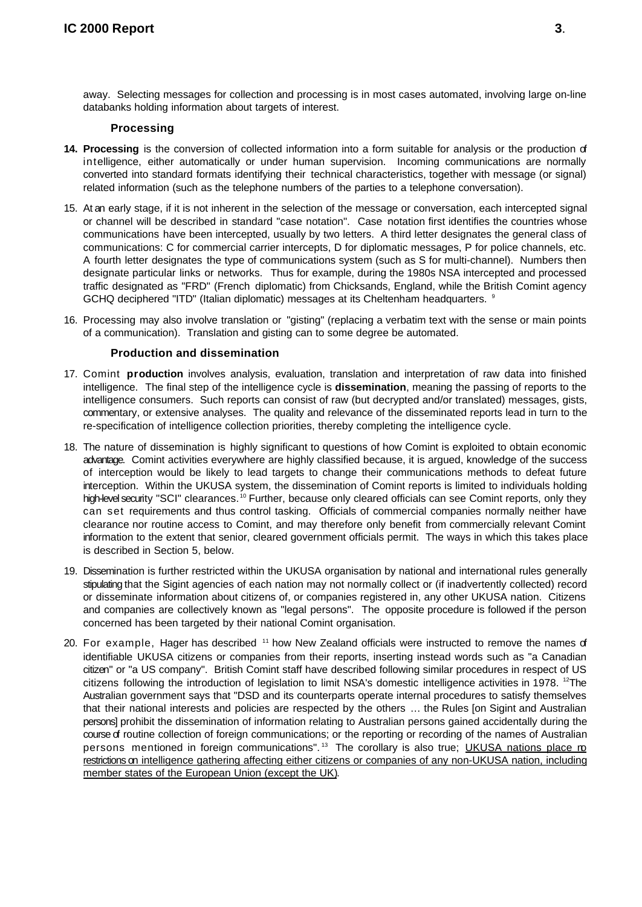away. Selecting messages for collection and processing is in most cases automated, involving large on-line databanks holding information about targets of interest.

### Processing

**14. Processing** is the conversion of collected information into a form suitable for analysis or the production of intelligence, either automatically or under human supervision. Incoming communications are normally converted into standard formats identifying their technical characteristics, together with message (or signal) related information (such as the telephone numbers of the parties to a telephone conversation).

15. At an early stage, if it is not inherent in the selection of the message or conversation, each intercepted signal or channel will be described in standard "case notation". Case notation first identifies the countries whose communications have been intercepted, usually by two letters. A third letter designates the general class of communications: C for commercial carrier intercepts, D for diplomatic messages, P for police channels, etc. A fourth letter designates the type of communications system (such as S for multi-channel). Numbers then designate particular links or networks. Thus for example, during the 1980s NSA intercepted and processed traffic designated as "FRD" (French diplomatic) from Chicksands, England, while the British Comint agency GCHQ deciphered "ITD" (Italian diplomatic) messages at its Cheltenham headquarters. [9]

16. Processing may also involve translation or "gisting" (replacing a verbatim text with the sense or main points of a communication). Translation and gisting can to some degree be automated.

### Production and dissemination

17. Comint **production** involves analysis, evaluation, translation and interpretation of raw data into finished intelligence. The final step of the intelligence cycle is **dissemination**, meaning the passing of reports to the intelligence consumers. Such reports can consist of raw (but decrypted and/or translated) messages, gists, commentary, or extensive analyses. The quality and relevance of the disseminated reports lead in turn to the re-specification of intelligence collection priorities, thereby completing the intelligence cycle.

18. The nature of dissemination is highly significant to questions of how Comint is exploited to obtain economic advantage. Comint activities everywhere are highly classified because, it is argued, knowledge of the success of interception would be likely to lead targets to change their communications methods to defeat future interception. Within the UKUSA system, the dissemination of Comint reports is limited to individuals holding high-level security "SCI" clearances.[10] Further, because only cleared officials can see Comint reports, only they can set requirements and thus control tasking. Officials of commercial companies normally neither have clearance nor routine access to Comint, and may therefore only benefit from commercially relevant Comint information to the extent that senior, cleared government officials permit. The ways in which this takes place is described in Section 5, below.

19. Dissemination is further restricted within the UKUSA organisation by national and international rules generally stipulating that the Sigint agencies of each nation may not normally collect or (if inadvertently collected) record or disseminate information about citizens of, or companies registered in, any other UKUSA nation. Citizens and companies are collectively known as "legal persons". The opposite procedure is followed if the person concerned has been targeted by their national Comint organisation.

20. For example, Hager has described [11] how New Zealand officials were instructed to remove the names of identifiable UKUSA citizens or companies from their reports, inserting instead words such as "a Canadian citizen" or "a US company". British Comint staff have described following similar procedures in respect of US citizens following the introduction of legislation to limit NSA's domestic intelligence activities in 1978. [12]The Australian government says that "DSD and its counterparts operate internal procedures to satisfy themselves that their national interests and policies are respected by the others … the Rules [on Sigint and Australian persons] prohibit the dissemination of information relating to Australian persons gained accidentally during the course of routine collection of foreign communications; or the reporting or recording of the names of Australian persons mentioned in foreign communications".[13] The corollary is also true; <u>UKUSA nations place no restrictions on intelligence gathering affecting either citizens or companies of any non-UKUSA nation, including member states of the European Union (except the UK)</u>.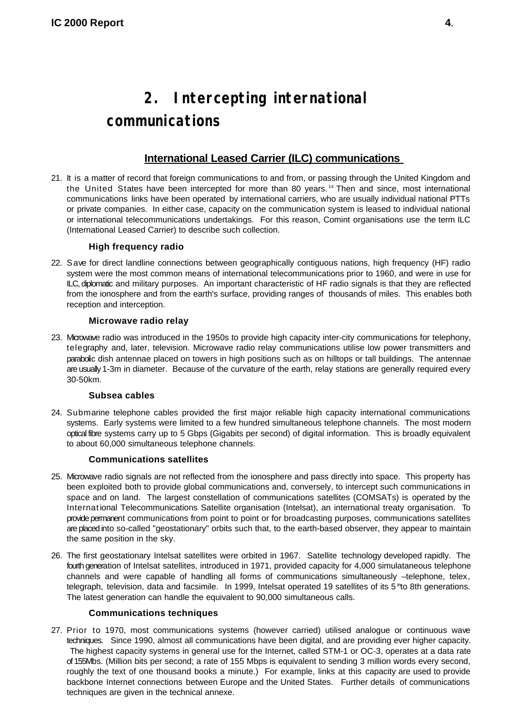## 2. Intercepting international communications

### International Leased Carrier (ILC) communications

21. It is a matter of record that foreign communications to and from, or passing through the United Kingdom and the United States have been intercepted for more than 80 years.[14] Then and since, most international communications links have been operated by international carriers, who are usually individual national PTTs or private companies. In either case, capacity on the communication system is leased to individual national or international telecommunications undertakings. For this reason, Comint organisations use the term ILC (International Leased Carrier) to describe such collection.

#### High frequency radio

22. Save for direct landline connections between geographically contiguous nations, high frequency (HF) radio system were the most common means of international telecommunications prior to 1960, and were in use for ILC, diplomatic and military purposes. An important characteristic of HF radio signals is that they are reflected from the ionosphere and from the earth's surface, providing ranges of thousands of miles. This enables both reception and interception.

#### Microwave radio relay

23. Microwave radio was introduced in the 1950s to provide high capacity inter-city communications for telephony, telegraphy and, later, television. Microwave radio relay communications utilise low power transmitters and parabolic dish antennae placed on towers in high positions such as on hilltops or tall buildings. The antennae are usually 1-3m in diameter. Because of the curvature of the earth, relay stations are generally required every 30-50km.

#### Subsea cables

24. Submarine telephone cables provided the first major reliable high capacity international communications systems. Early systems were limited to a few hundred simultaneous telephone channels. The most modern optical fibre systems carry up to 5 Gbps (Gigabits per second) of digital information. This is broadly equivalent to about 60,000 simultaneous telephone channels.

#### Communications satellites

25. Microwave radio signals are not reflected from the ionosphere and pass directly into space. This property has been exploited both to provide global communications and, conversely, to intercept such communications in space and on land. The largest constellation of communications satellites (COMSATs) is operated by the International Telecommunications Satellite organisation (Intelsat), an international treaty organisation. To provide permanent communications from point to point or for broadcasting purposes, communications satellites are placed into so-called "geostationary" orbits such that, to the earth-based observer, they appear to maintain the same position in the sky.

26. The first geostationary Intelsat satellites were orbited in 1967. Satellite technology developed rapidly. The fourth generation of Intelsat satellites, introduced in 1971, provided capacity for 4,000 simulataneous telephone channels and were capable of handling all forms of communications simultaneously –telephone, telex, telegraph, television, data and facsimile. In 1999, Intelsat operated 19 satellites of its 5th to 8th generations. The latest generation can handle the equivalent to 90,000 simultaneous calls.

#### Communications techniques

27. Prior to 1970, most communications systems (however carried) utilised analogue or continuous wave techniques. Since 1990, almost all communications have been digital, and are providing ever higher capacity. The highest capacity systems in general use for the Internet, called STM-1 or OC-3, operates at a data rate of 155Mbs. (Million bits per second; a rate of 155 Mbps is equivalent to sending 3 million words every second, roughly the text of one thousand books a minute.) For example, links at this capacity are used to provide backbone Internet connections between Europe and the United States. Further details of communications techniques are given in the technical annexe.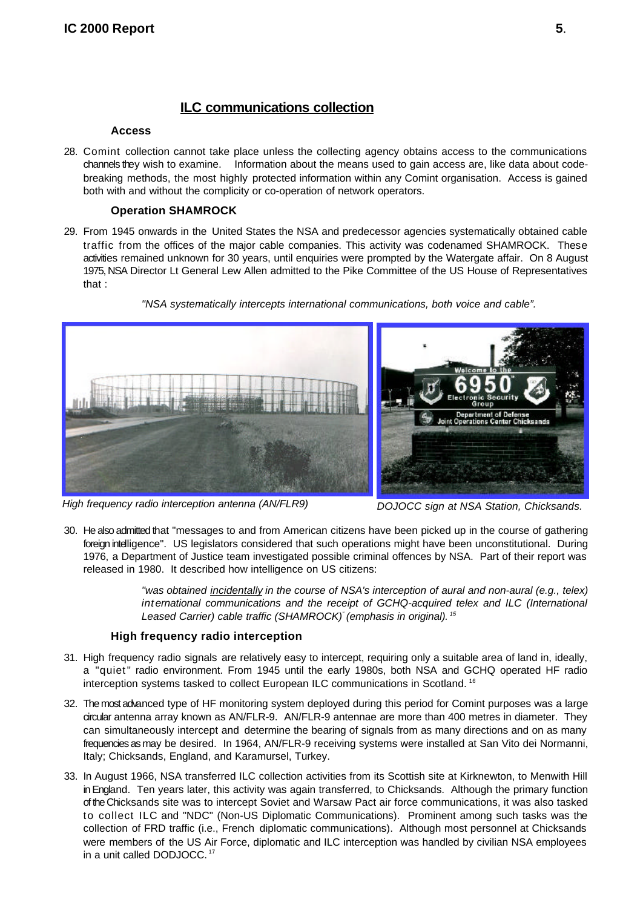## ILC communications collection

### Access

28. Comint collection cannot take place unless the collecting agency obtains access to the communications channels they wish to examine. Information about the means used to gain access are, like data about code-breaking methods, the most highly protected information within any Comint organisation. Access is gained both with and without the complicity or co-operation of network operators.

### Operation SHAMROCK

29. From 1945 onwards in the United States the NSA and predecessor agencies systematically obtained cable traffic from the offices of the major cable companies. This activity was codenamed SHAMROCK. These activities remained unknown for 30 years, until enquiries were prompted by the Watergate affair. On 8 August 1975, NSA Director Lt General Lew Allen admitted to the Pike Committee of the US House of Representatives that :

   *"NSA systematically intercepts international communications, both voice and cable".*

*High frequency radio interception antenna (AN/FLR9)*

*DOJOCC sign at NSA Station, Chicksands.*

30. He also admitted that "messages to and from American citizens have been picked up in the course of gathering foreign intelligence". US legislators considered that such operations might have been unconstitutional. During 1976, a Department of Justice team investigated possible criminal offences by NSA. Part of their report was released in 1980. It described how intelligence on US citizens:

   *"was obtained <u>incidentally</u> in the course of NSA's interception of aural and non-aural (e.g., telex) international communications and the receipt of GCHQ-acquired telex and ILC (International Leased Carrier) cable traffic (SHAMROCK)" (emphasis in original).* [15]

### High frequency radio interception

31. High frequency radio signals are relatively easy to intercept, requiring only a suitable area of land in, ideally, a "quiet" radio environment. From 1945 until the early 1980s, both NSA and GCHQ operated HF radio interception systems tasked to collect European ILC communications in Scotland. [16]

32. The most advanced type of HF monitoring system deployed during this period for Comint purposes was a large circular antenna array known as AN/FLR-9. AN/FLR-9 antennae are more than 400 metres in diameter. They can simultaneously intercept and determine the bearing of signals from as many directions and on as many frequencies as may be desired. In 1964, AN/FLR-9 receiving systems were installed at San Vito dei Normanni, Italy; Chicksands, England, and Karamursel, Turkey.

33. In August 1966, NSA transferred ILC collection activities from its Scottish site at Kirknewton, to Menwith Hill in England. Ten years later, this activity was again transferred, to Chicksands. Although the primary function of the Chicksands site was to intercept Soviet and Warsaw Pact air force communications, it was also tasked to collect ILC and "NDC" (Non-US Diplomatic Communications). Prominent among such tasks was the collection of FRD traffic (i.e., French diplomatic communications). Although most personnel at Chicksands were members of the US Air Force, diplomatic and ILC interception was handled by civilian NSA employees in a unit called DODJOCC. [17]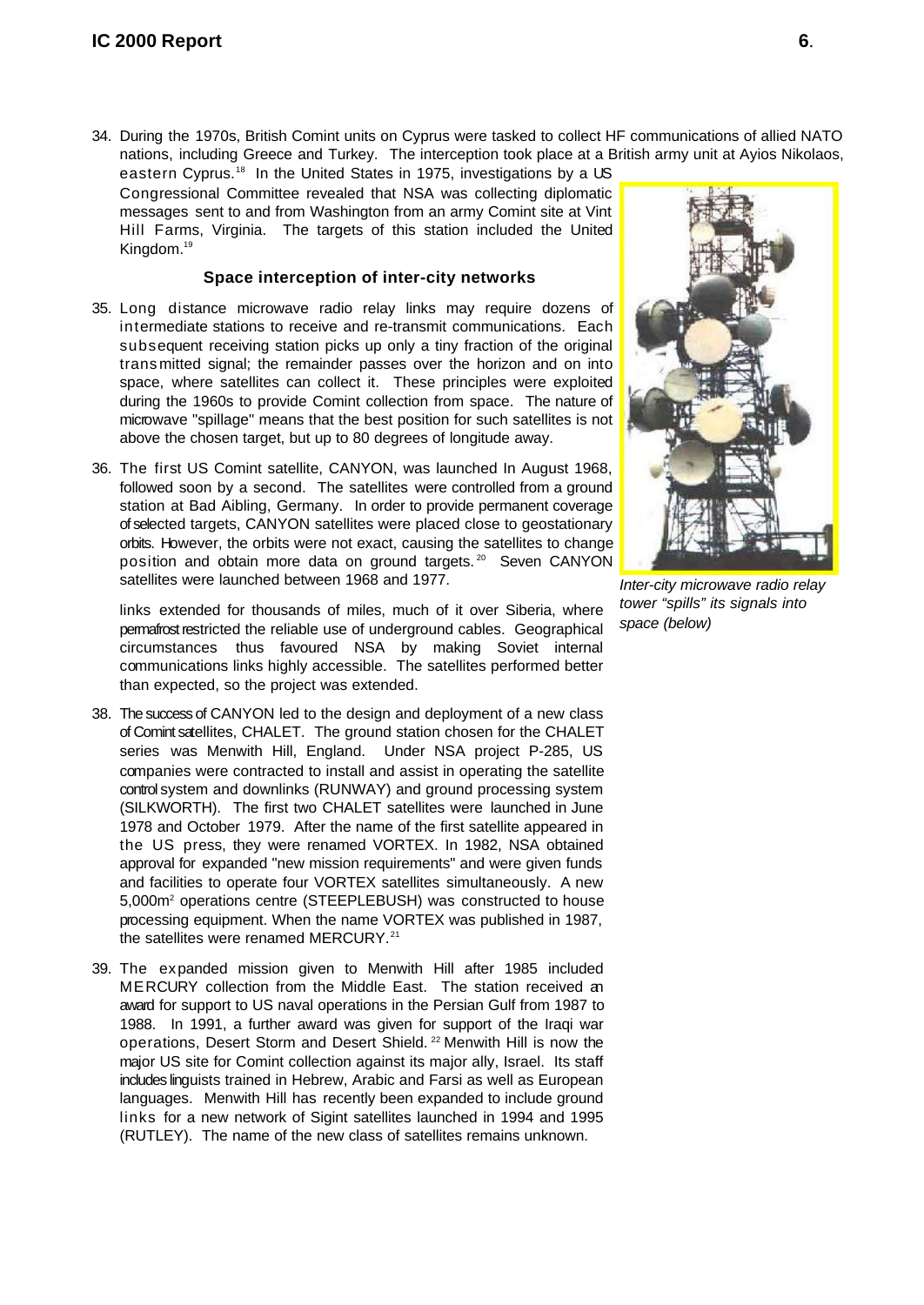34. During the 1970s, British Comint units on Cyprus were tasked to collect HF communications of allied NATO nations, including Greece and Turkey. The interception took place at a British army unit at Ayios Nikolaos, eastern Cyprus.[18] In the United States in 1975, investigations by a US Congressional Committee revealed that NSA was collecting diplomatic messages sent to and from Washington from an army Comint site at Vint Hill Farms, Virginia. The targets of this station included the United Kingdom.[19]

### Space interception of inter-city networks

35. Long distance microwave radio relay links may require dozens of intermediate stations to receive and re-transmit communications. Each subsequent receiving station picks up only a tiny fraction of the original transmitted signal; the remainder passes over the horizon and on into space, where satellites can collect it. These principles were exploited during the 1960s to provide Comint collection from space. The nature of microwave "spillage" means that the best position for such satellites is not above the chosen target, but up to 80 degrees of longitude away.

36. The first US Comint satellite, CANYON, was launched In August 1968, followed soon by a second. The satellites were controlled from a ground station at Bad Aibling, Germany. In order to provide permanent coverage of selected targets, CANYON satellites were placed close to geostationary orbits. However, the orbits were not exact, causing the satellites to change position and obtain more data on ground targets.[20] Seven CANYON satellites were launched between 1968 and 1977.

*Inter-city microwave radio relay tower "spills" its signals into space (below)*

links extended for thousands of miles, much of it over Siberia, where permafrost restricted the reliable use of underground cables. Geographical circumstances thus favoured NSA by making Soviet internal communications links highly accessible. The satellites performed better than expected, so the project was extended.

38. The success of CANYON led to the design and deployment of a new class of Comint satellites, CHALET. The ground station chosen for the CHALET series was Menwith Hill, England. Under NSA project P-285, US companies were contracted to install and assist in operating the satellite control system and downlinks (RUNWAY) and ground processing system (SILKWORTH). The first two CHALET satellites were launched in June 1978 and October 1979. After the name of the first satellite appeared in the US press, they were renamed VORTEX. In 1982, NSA obtained approval for expanded "new mission requirements" and were given funds and facilities to operate four VORTEX satellites simultaneously. A new 5,000m$^2$ operations centre (STEEPLEBUSH) was constructed to house processing equipment. When the name VORTEX was published in 1987, the satellites were renamed MERCURY.[21]

39. The expanded mission given to Menwith Hill after 1985 included MERCURY collection from the Middle East. The station received an award for support to US naval operations in the Persian Gulf from 1987 to 1988. In 1991, a further award was given for support of the Iraqi war operations, Desert Storm and Desert Shield.[22] Menwith Hill is now the major US site for Comint collection against its major ally, Israel. Its staff includes linguists trained in Hebrew, Arabic and Farsi as well as European languages. Menwith Hill has recently been expanded to include ground links for a new network of Sigint satellites launched in 1994 and 1995 (RUTLEY). The name of the new class of satellites remains unknown.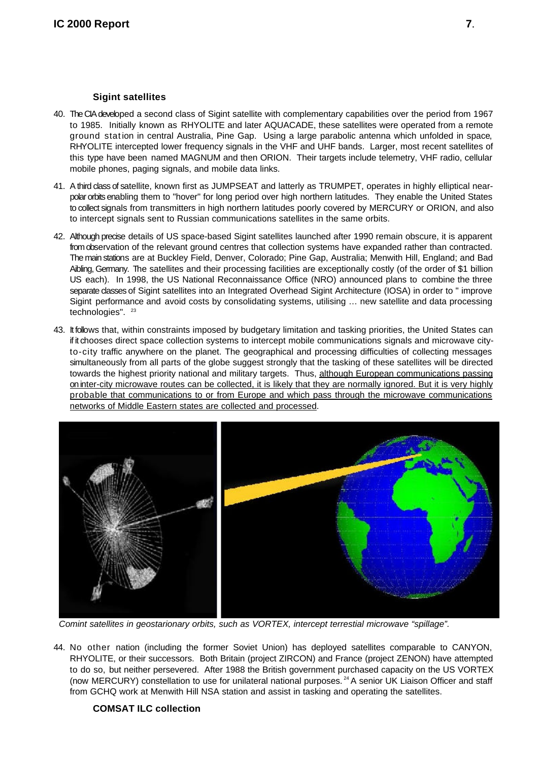### Sigint satellites

40. The CIA developed a second class of Sigint satellite with complementary capabilities over the period from 1967 to 1985. Initially known as RHYOLITE and later AQUACADE, these satellites were operated from a remote ground station in central Australia, Pine Gap. Using a large parabolic antenna which unfolded in space, RHYOLITE intercepted lower frequency signals in the VHF and UHF bands. Larger, most recent satellites of this type have been named MAGNUM and then ORION. Their targets include telemetry, VHF radio, cellular mobile phones, paging signals, and mobile data links.

41. A third class of satellite, known first as JUMPSEAT and latterly as TRUMPET, operates in highly elliptical near-polar orbits enabling them to "hover" for long period over high northern latitudes. They enable the United States to collect signals from transmitters in high northern latitudes poorly covered by MERCURY or ORION, and also to intercept signals sent to Russian communications satellites in the same orbits.

42. Although precise details of US space-based Sigint satellites launched after 1990 remain obscure, it is apparent from observation of the relevant ground centres that collection systems have expanded rather than contracted. The main stations are at Buckley Field, Denver, Colorado; Pine Gap, Australia; Menwith Hill, England; and Bad Aibling, Germany. The satellites and their processing facilities are exceptionally costly (of the order of $1 billion US each). In 1998, the US National Reconnaissance Office (NRO) announced plans to combine the three separate classes of Sigint satellites into an Integrated Overhead Sigint Architecture (IOSA) in order to " improve Sigint performance and avoid costs by consolidating systems, utilising ... new satellite and data processing technologies". [23]

43. It follows that, within constraints imposed by budgetary limitation and tasking priorities, the United States can if it chooses direct space collection systems to intercept mobile communications signals and microwave city-to-city traffic anywhere on the planet. The geographical and processing difficulties of collecting messages simultaneously from all parts of the globe suggest strongly that the tasking of these satellites will be directed towards the highest priority national and military targets. Thus, <u>although European communications passing on inter-city microwave routes can be collected, it is likely that they are normally ignored. But it is very highly probable that communications to or from Europe and which pass through the microwave communications networks of Middle Eastern states are collected and processed</u>.

*Comint satellites in geostarionary orbits, such as VORTEX, intercept terrestial microwave "spillage".*

44. No other nation (including the former Soviet Union) has deployed satellites comparable to CANYON, RHYOLITE, or their successors. Both Britain (project ZIRCON) and France (project ZENON) have attempted to do so, but neither persevered. After 1988 the British government purchased capacity on the US VORTEX (now MERCURY) constellation to use for unilateral national purposes. [24] A senior UK Liaison Officer and staff from GCHQ work at Menwith Hill NSA station and assist in tasking and operating the satellites.

### COMSAT ILC collection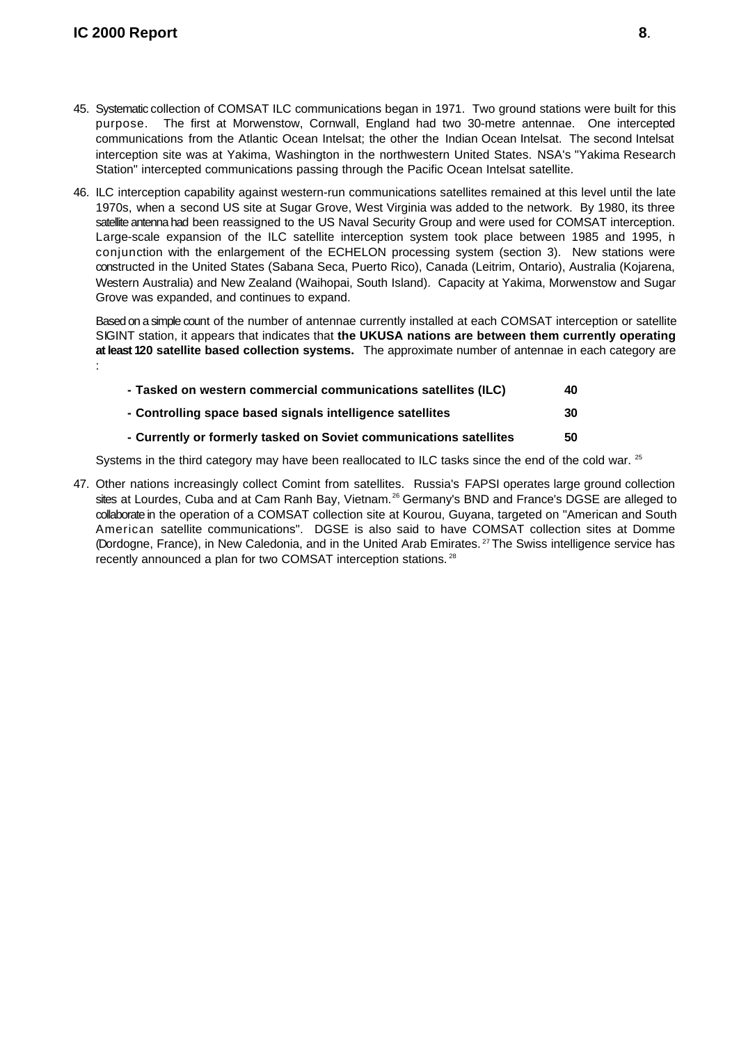45. Systematic collection of COMSAT ILC communications began in 1971. Two ground stations were built for this purpose. The first at Morwenstow, Cornwall, England had two 30-metre antennae. One intercepted communications from the Atlantic Ocean Intelsat; the other the Indian Ocean Intelsat. The second Intelsat interception site was at Yakima, Washington in the northwestern United States. NSA's "Yakima Research Station" intercepted communications passing through the Pacific Ocean Intelsat satellite.

46. ILC interception capability against western-run communications satellites remained at this level until the late 1970s, when a second US site at Sugar Grove, West Virginia was added to the network. By 1980, its three satellite antenna had been reassigned to the US Naval Security Group and were used for COMSAT interception. Large-scale expansion of the ILC satellite interception system took place between 1985 and 1995, in conjunction with the enlargement of the ECHELON processing system (section 3). New stations were constructed in the United States (Sabana Seca, Puerto Rico), Canada (Leitrim, Ontario), Australia (Kojarena, Western Australia) and New Zealand (Waihopai, South Island). Capacity at Yakima, Morwenstow and Sugar Grove was expanded, and continues to expand.

    Based on a simple count of the number of antennae currently installed at each COMSAT interception or satellite SIGINT station, it appears that indicates that **the UKUSA nations are between them currently operating at least 120 satellite based collection systems.** The approximate number of antennae in each category are :

    | | |
    |---|---|
    | **- Tasked on western commercial communications satellites (ILC)** | **40** |
    | **- Controlling space based signals intelligence satellites** | **30** |
    | **- Currently or formerly tasked on Soviet communications satellites** | **50** |

    Systems in the third category may have been reallocated to ILC tasks since the end of the cold war. [25]

47. Other nations increasingly collect Comint from satellites. Russia's FAPSI operates large ground collection sites at Lourdes, Cuba and at Cam Ranh Bay, Vietnam.[26] Germany's BND and France's DGSE are alleged to collaborate in the operation of a COMSAT collection site at Kourou, Guyana, targeted on "American and South American satellite communications". DGSE is also said to have COMSAT collection sites at Domme (Dordogne, France), in New Caledonia, and in the United Arab Emirates.[27] The Swiss intelligence service has recently announced a plan for two COMSAT interception stations.[28]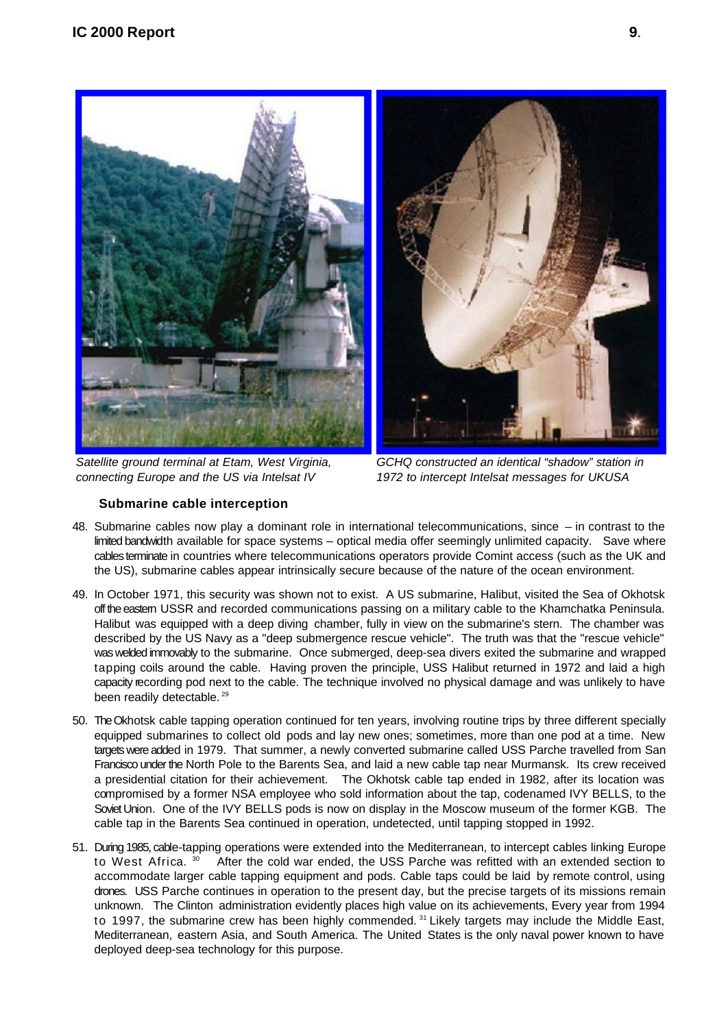Satellite ground terminal at Etam, West Virginia, connecting Europe and the US via Intelsat IV

GCHQ constructed an identical "shadow" station in 1972 to intercept Intelsat messages for UKUSA

**Submarine cable interception**

48. Submarine cables now play a dominant role in international telecommunications, since – in contrast to the limited bandwidth available for space systems – optical media offer seemingly unlimited capacity. Save where cables terminate in countries where telecommunications operators provide Comint access (such as the UK and the US), submarine cables appear intrinsically secure because of the nature of the ocean environment.

49. In October 1971, this security was shown not to exist. A US submarine, Halibut, visited the Sea of Okhotsk off the eastern USSR and recorded communications passing on a military cable to the Khamchatka Peninsula. Halibut was equipped with a deep diving chamber, fully in view on the submarine's stern. The chamber was described by the US Navy as a "deep submergence rescue vehicle". The truth was that the "rescue vehicle" was welded immovably to the submarine. Once submerged, deep-sea divers exited the submarine and wrapped tapping coils around the cable. Having proven the principle, USS Halibut returned in 1972 and laid a high capacity recording pod next to the cable. The technique involved no physical damage and was unlikely to have been readily detectable. [29]

50. The Okhotsk cable tapping operation continued for ten years, involving routine trips by three different specially equipped submarines to collect old pods and lay new ones; sometimes, more than one pod at a time. New targets were added in 1979. That summer, a newly converted submarine called USS Parche travelled from San Francisco under the North Pole to the Barents Sea, and laid a new cable tap near Murmansk. Its crew received a presidential citation for their achievement. The Okhotsk cable tap ended in 1982, after its location was compromised by a former NSA employee who sold information about the tap, codenamed IVY BELLS, to the Soviet Union. One of the IVY BELLS pods is now on display in the Moscow museum of the former KGB. The cable tap in the Barents Sea continued in operation, undetected, until tapping stopped in 1992.

51. During 1985, cable-tapping operations were extended into the Mediterranean, to intercept cables linking Europe to West Africa. [30] After the cold war ended, the USS Parche was refitted with an extended section to accommodate larger cable tapping equipment and pods. Cable taps could be laid by remote control, using drones. USS Parche continues in operation to the present day, but the precise targets of its missions remain unknown. The Clinton administration evidently places high value on its achievements, Every year from 1994 to 1997, the submarine crew has been highly commended. [31] Likely targets may include the Middle East, Mediterranean, eastern Asia, and South America. The United States is the only naval power known to have deployed deep-sea technology for this purpose.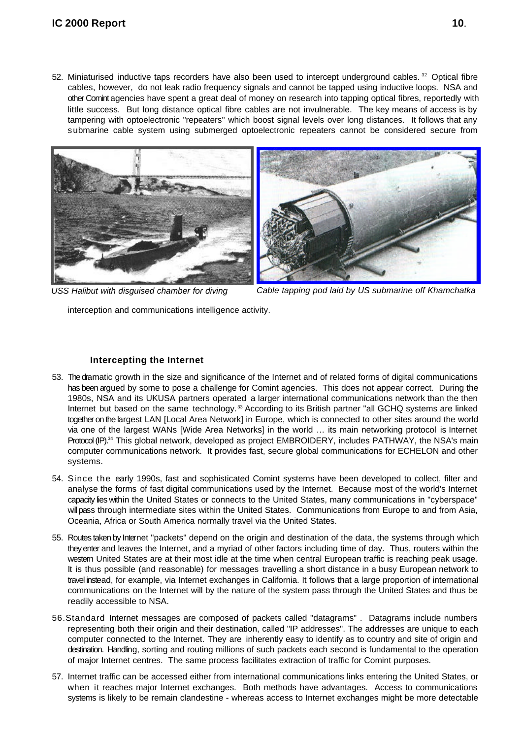52. Miniaturised inductive taps recorders have also been used to intercept underground cables.[32] Optical fibre cables, however, do not leak radio frequency signals and cannot be tapped using inductive loops. NSA and other Comint agencies have spent a great deal of money on research into tapping optical fibres, reportedly with little success. But long distance optical fibre cables are not invulnerable. The key means of access is by tampering with optoelectronic "repeaters" which boost signal levels over long distances. It follows that any submarine cable system using submerged optoelectronic repeaters cannot be considered secure from interception and communications intelligence activity.

*USS Halibut with disguised chamber for diving*

*Cable tapping pod laid by US submarine off Khamchatka*

### Intercepting the Internet

53. The dramatic growth in the size and significance of the Internet and of related forms of digital communications has been argued by some to pose a challenge for Comint agencies. This does not appear correct. During the 1980s, NSA and its UKUSA partners operated a larger international communications network than the then Internet but based on the same technology.[33] According to its British partner "all GCHQ systems are linked together on the largest LAN [Local Area Network] in Europe, which is connected to other sites around the world via one of the largest WANs [Wide Area Networks] in the world ... its main networking protocol is Internet Protocol (IP).[34] This global network, developed as project EMBROIDERY, includes PATHWAY, the NSA's main computer communications network. It provides fast, secure global communications for ECHELON and other systems.

54. Since the early 1990s, fast and sophisticated Comint systems have been developed to collect, filter and analyse the forms of fast digital communications used by the Internet. Because most of the world's Internet capacity lies within the United States or connects to the United States, many communications in "cyberspace" will pass through intermediate sites within the United States. Communications from Europe to and from Asia, Oceania, Africa or South America normally travel via the United States.

55. Routes taken by Internet "packets" depend on the origin and destination of the data, the systems through which they enter and leaves the Internet, and a myriad of other factors including time of day. Thus, routers within the western United States are at their most idle at the time when central European traffic is reaching peak usage. It is thus possible (and reasonable) for messages travelling a short distance in a busy European network to travel instead, for example, via Internet exchanges in California. It follows that a large proportion of international communications on the Internet will by the nature of the system pass through the United States and thus be readily accessible to NSA.

56. Standard Internet messages are composed of packets called "datagrams" . Datagrams include numbers representing both their origin and their destination, called "IP addresses". The addresses are unique to each computer connected to the Internet. They are inherently easy to identify as to country and site of origin and destination. Handling, sorting and routing millions of such packets each second is fundamental to the operation of major Internet centres. The same process facilitates extraction of traffic for Comint purposes.

57. Internet traffic can be accessed either from international communications links entering the United States, or when it reaches major Internet exchanges. Both methods have advantages. Access to communications systems is likely to be remain clandestine - whereas access to Internet exchanges might be more detectable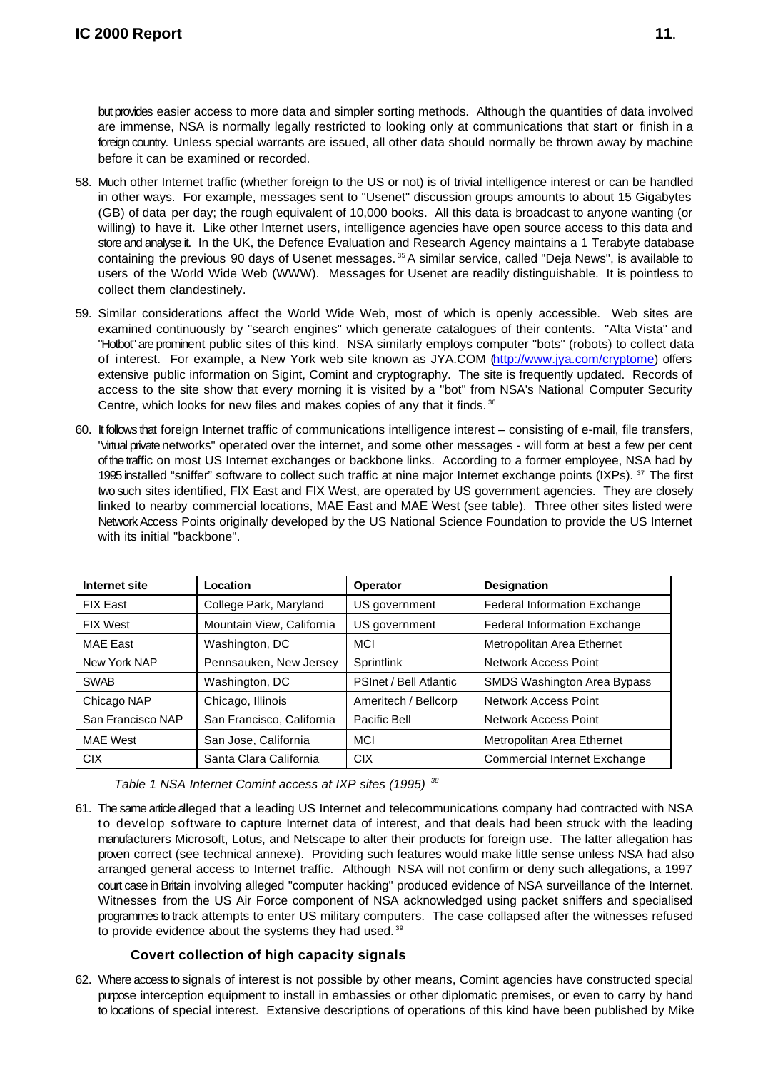but provides easier access to more data and simpler sorting methods. Although the quantities of data involved are immense, NSA is normally legally restricted to looking only at communications that start or finish in a foreign country. Unless special warrants are issued, all other data should normally be thrown away by machine before it can be examined or recorded.

58. Much other Internet traffic (whether foreign to the US or not) is of trivial intelligence interest or can be handled in other ways. For example, messages sent to "Usenet" discussion groups amounts to about 15 Gigabytes (GB) of data per day; the rough equivalent of 10,000 books. All this data is broadcast to anyone wanting (or willing) to have it. Like other Internet users, intelligence agencies have open source access to this data and store and analyse it. In the UK, the Defence Evaluation and Research Agency maintains a 1 Terabyte database containing the previous 90 days of Usenet messages. [35] A similar service, called "Deja News", is available to users of the World Wide Web (WWW). Messages for Usenet are readily distinguishable. It is pointless to collect them clandestinely.

59. Similar considerations affect the World Wide Web, most of which is openly accessible. Web sites are examined continuously by "search engines" which generate catalogues of their contents. "Alta Vista" and "Hotbot" are prominent public sites of this kind. NSA similarly employs computer "bots" (robots) to collect data of interest. For example, a New York web site known as JYA.COM (http://www.jya.com/cryptome) offers extensive public information on Sigint, Comint and cryptography. The site is frequently updated. Records of access to the site show that every morning it is visited by a "bot" from NSA's National Computer Security Centre, which looks for new files and makes copies of any that it finds. [36]

60. It follows that foreign Internet traffic of communications intelligence interest – consisting of e-mail, file transfers, "virtual private networks" operated over the internet, and some other messages - will form at best a few per cent of the traffic on most US Internet exchanges or backbone links. According to a former employee, NSA had by 1995 installed "sniffer" software to collect such traffic at nine major Internet exchange points (IXPs). [37] The first two such sites identified, FIX East and FIX West, are operated by US government agencies. They are closely linked to nearby commercial locations, MAE East and MAE West (see table). Three other sites listed were Network Access Points originally developed by the US National Science Foundation to provide the US Internet with its initial "backbone".

| Internet site | Location | Operator | Designation |
|---|---|---|---|
| FIX East | College Park, Maryland | US government | Federal Information Exchange |
| FIX West | Mountain View, California | US government | Federal Information Exchange |
| MAE East | Washington, DC | MCI | Metropolitan Area Ethernet |
| New York NAP | Pennsauken, New Jersey | Sprintlink | Network Access Point |
| SWAB | Washington, DC | PSInet / Bell Atlantic | SMDS Washington Area Bypass |
| Chicago NAP | Chicago, Illinois | Ameritech / Bellcorp | Network Access Point |
| San Francisco NAP | San Francisco, California | Pacific Bell | Network Access Point |
| MAE West | San Jose, California | MCI | Metropolitan Area Ethernet |
| CIX | Santa Clara California | CIX | Commercial Internet Exchange |

*Table 1 NSA Internet Comint access at IXP sites (1995)* [38]

61. The same article alleged that a leading US Internet and telecommunications company had contracted with NSA to develop software to capture Internet data of interest, and that deals had been struck with the leading manufacturers Microsoft, Lotus, and Netscape to alter their products for foreign use. The latter allegation has proven correct (see technical annexe). Providing such features would make little sense unless NSA had also arranged general access to Internet traffic. Although NSA will not confirm or deny such allegations, a 1997 court case in Britain involving alleged "computer hacking" produced evidence of NSA surveillance of the Internet. Witnesses from the US Air Force component of NSA acknowledged using packet sniffers and specialised programmes to track attempts to enter US military computers. The case collapsed after the witnesses refused to provide evidence about the systems they had used. [39]

### Covert collection of high capacity signals

62. Where access to signals of interest is not possible by other means, Comint agencies have constructed special purpose interception equipment to install in embassies or other diplomatic premises, or even to carry by hand to locations of special interest. Extensive descriptions of operations of this kind have been published by Mike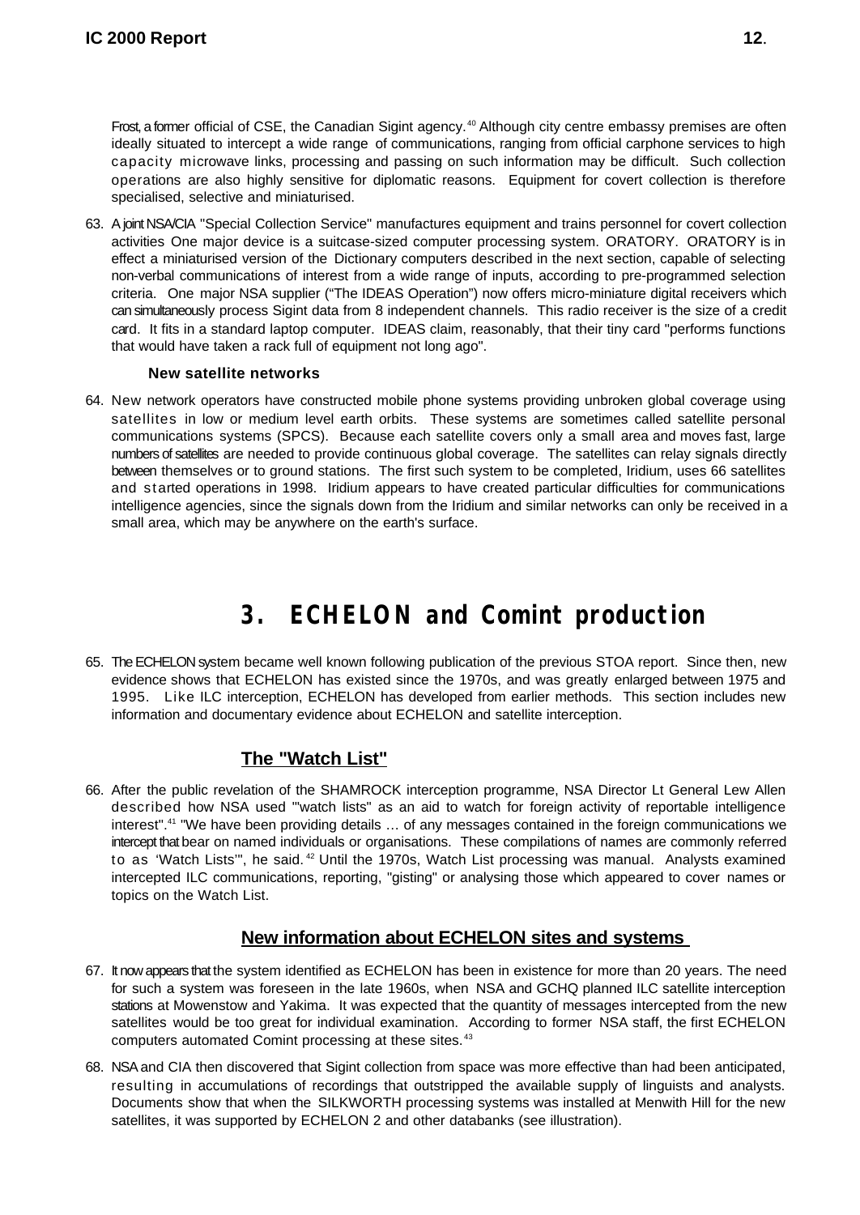Frost, a former official of CSE, the Canadian Sigint agency.[40] Although city centre embassy premises are often ideally situated to intercept a wide range of communications, ranging from official carphone services to high capacity microwave links, processing and passing on such information may be difficult. Such collection operations are also highly sensitive for diplomatic reasons. Equipment for covert collection is therefore specialised, selective and miniaturised.

63. A joint NSA/CIA "Special Collection Service" manufactures equipment and trains personnel for covert collection activities One major device is a suitcase-sized computer processing system. ORATORY. ORATORY is in effect a miniaturised version of the Dictionary computers described in the next section, capable of selecting non-verbal communications of interest from a wide range of inputs, according to pre-programmed selection criteria. One major NSA supplier ("The IDEAS Operation") now offers micro-miniature digital receivers which can simultaneously process Sigint data from 8 independent channels. This radio receiver is the size of a credit card. It fits in a standard laptop computer. IDEAS claim, reasonably, that their tiny card "performs functions that would have taken a rack full of equipment not long ago".

### New satellite networks

64. New network operators have constructed mobile phone systems providing unbroken global coverage using satellites in low or medium level earth orbits. These systems are sometimes called satellite personal communications systems (SPCS). Because each satellite covers only a small area and moves fast, large numbers of satellites are needed to provide continuous global coverage. The satellites can relay signals directly between themselves or to ground stations. The first such system to be completed, Iridium, uses 66 satellites and started operations in 1998. Iridium appears to have created particular difficulties for communications intelligence agencies, since the signals down from the Iridium and similar networks can only be received in a small area, which may be anywhere on the earth's surface.

# 3. ECHELON and Comint production

65. The ECHELON system became well known following publication of the previous STOA report. Since then, new evidence shows that ECHELON has existed since the 1970s, and was greatly enlarged between 1975 and 1995. Like ILC interception, ECHELON has developed from earlier methods. This section includes new information and documentary evidence about ECHELON and satellite interception.

## The "Watch List"

66. After the public revelation of the SHAMROCK interception programme, NSA Director Lt General Lew Allen described how NSA used "'watch lists" as an aid to watch for foreign activity of reportable intelligence interest".[41] "We have been providing details … of any messages contained in the foreign communications we intercept that bear on named individuals or organisations. These compilations of names are commonly referred to as 'Watch Lists'", he said.[42] Until the 1970s, Watch List processing was manual. Analysts examined intercepted ILC communications, reporting, "gisting" or analysing those which appeared to cover names or topics on the Watch List.

## New information about ECHELON sites and systems

67. It now appears that the system identified as ECHELON has been in existence for more than 20 years. The need for such a system was foreseen in the late 1960s, when NSA and GCHQ planned ILC satellite interception stations at Mowenstow and Yakima. It was expected that the quantity of messages intercepted from the new satellites would be too great for individual examination. According to former NSA staff, the first ECHELON computers automated Comint processing at these sites.[43]

68. NSA and CIA then discovered that Sigint collection from space was more effective than had been anticipated, resulting in accumulations of recordings that outstripped the available supply of linguists and analysts. Documents show that when the SILKWORTH processing systems was installed at Menwith Hill for the new satellites, it was supported by ECHELON 2 and other databanks (see illustration).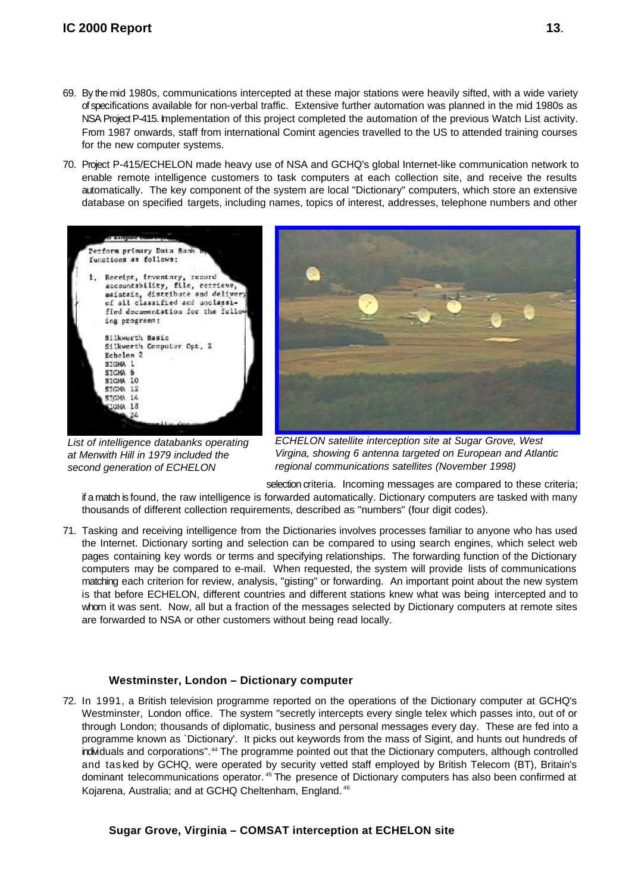69. By the mid 1980s, communications intercepted at these major stations were heavily sifted, with a wide variety of specifications available for non-verbal traffic. Extensive further automation was planned in the mid 1980s as NSA Project P-415. Implementation of this project completed the automation of the previous Watch List activity. From 1987 onwards, staff from international Comint agencies travelled to the US to attended training courses for the new computer systems.

70. Project P-415/ECHELON made heavy use of NSA and GCHQ's global Internet-like communication network to enable remote intelligence customers to task computers at each collection site, and receive the results automatically. The key component of the system are local "Dictionary" computers, which store an extensive database on specified targets, including names, topics of interest, addresses, telephone numbers and other selection criteria. Incoming messages are compared to these criteria; if a match is found, the raw intelligence is forwarded automatically. Dictionary computers are tasked with many thousands of different collection requirements, described as "numbers" (four digit codes).

*List of intelligence databanks operating at Menwith Hill in 1979 included the second generation of ECHELON*

*ECHELON satellite interception site at Sugar Grove, West Virgina, showing 6 antenna targeted on European and Atlantic regional communications satellites (November 1998)*

71. Tasking and receiving intelligence from the Dictionaries involves processes familiar to anyone who has used the Internet. Dictionary sorting and selection can be compared to using search engines, which select web pages containing key words or terms and specifying relationships. The forwarding function of the Dictionary computers may be compared to e-mail. When requested, the system will provide lists of communications matching each criterion for review, analysis, "gisting" or forwarding. An important point about the new system is that before ECHELON, different countries and different stations knew what was being intercepted and to whom it was sent. Now, all but a fraction of the messages selected by Dictionary computers at remote sites are forwarded to NSA or other customers without being read locally.

### Westminster, London – Dictionary computer

72. In 1991, a British television programme reported on the operations of the Dictionary computer at GCHQ's Westminster, London office. The system "secretly intercepts every single telex which passes into, out of or through London; thousands of diplomatic, business and personal messages every day. These are fed into a programme known as `Dictionary'. It picks out keywords from the mass of Sigint, and hunts out hundreds of individuals and corporations".[44] The programme pointed out that the Dictionary computers, although controlled and tasked by GCHQ, were operated by security vetted staff employed by British Telecom (BT), Britain's dominant telecommunications operator.[45] The presence of Dictionary computers has also been confirmed at Kojarena, Australia; and at GCHQ Cheltenham, England.[46]

### Sugar Grove, Virginia – COMSAT interception at ECHELON site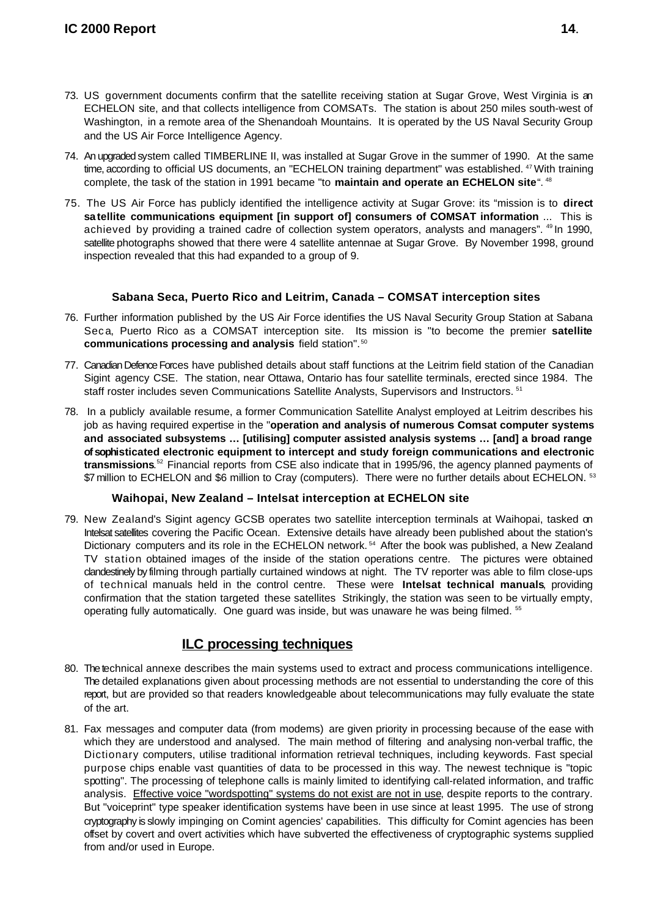73. US government documents confirm that the satellite receiving station at Sugar Grove, West Virginia is an ECHELON site, and that collects intelligence from COMSATs. The station is about 250 miles south-west of Washington, in a remote area of the Shenandoah Mountains. It is operated by the US Naval Security Group and the US Air Force Intelligence Agency.

74. An upgraded system called TIMBERLINE II, was installed at Sugar Grove in the summer of 1990. At the same time, according to official US documents, an "ECHELON training department" was established.[47] With training complete, the task of the station in 1991 became "to **maintain and operate an ECHELON site**".[48]

75. The US Air Force has publicly identified the intelligence activity at Sugar Grove: its "mission is to **direct satellite communications equipment [in support of] consumers of COMSAT information** ... This is achieved by providing a trained cadre of collection system operators, analysts and managers".[49] In 1990, satellite photographs showed that there were 4 satellite antennae at Sugar Grove. By November 1998, ground inspection revealed that this had expanded to a group of 9.

### Sabana Seca, Puerto Rico and Leitrim, Canada – COMSAT interception sites

76. Further information published by the US Air Force identifies the US Naval Security Group Station at Sabana Seca, Puerto Rico as a COMSAT interception site. Its mission is "to become the premier **satellite communications processing and analysis** field station".[50]

77. Canadian Defence Forces have published details about staff functions at the Leitrim field station of the Canadian Sigint agency CSE. The station, near Ottawa, Ontario has four satellite terminals, erected since 1984. The staff roster includes seven Communications Satellite Analysts, Supervisors and Instructors.[51]

78. In a publicly available resume, a former Communication Satellite Analyst employed at Leitrim describes his job as having required expertise in the "**operation and analysis of numerous Comsat computer systems and associated subsystems … [utilising] computer assisted analysis systems … [and] a broad range of sophisticated electronic equipment to intercept and study foreign communications and electronic transmissions**.[52] Financial reports from CSE also indicate that in 1995/96, the agency planned payments of $7 million to ECHELON and $6 million to Cray (computers). There were no further details about ECHELON.[53]

### Waihopai, New Zealand – Intelsat interception at ECHELON site

79. New Zealand's Sigint agency GCSB operates two satellite interception terminals at Waihopai, tasked on Intelsat satellites covering the Pacific Ocean. Extensive details have already been published about the station's Dictionary computers and its role in the ECHELON network.[54] After the book was published, a New Zealand TV station obtained images of the inside of the station operations centre. The pictures were obtained clandestinely by filming through partially curtained windows at night. The TV reporter was able to film close-ups of technical manuals held in the control centre. These were **Intelsat technical manuals**, providing confirmation that the station targeted these satellites Strikingly, the station was seen to be virtually empty, operating fully automatically. One guard was inside, but was unaware he was being filmed.[55]

## ILC processing techniques

80. The technical annexe describes the main systems used to extract and process communications intelligence. The detailed explanations given about processing methods are not essential to understanding the core of this report, but are provided so that readers knowledgeable about telecommunications may fully evaluate the state of the art.

81. Fax messages and computer data (from modems) are given priority in processing because of the ease with which they are understood and analysed. The main method of filtering and analysing non-verbal traffic, the Dictionary computers, utilise traditional information retrieval techniques, including keywords. Fast special purpose chips enable vast quantities of data to be processed in this way. The newest technique is "topic spotting". The processing of telephone calls is mainly limited to identifying call-related information, and traffic analysis. <u>Effective voice "wordspotting" systems do not exist are not in use</u>, despite reports to the contrary. But "voiceprint" type speaker identification systems have been in use since at least 1995. The use of strong cryptography is slowly impinging on Comint agencies' capabilities. This difficulty for Comint agencies has been offset by covert and overt activities which have subverted the effectiveness of cryptographic systems supplied from and/or used in Europe.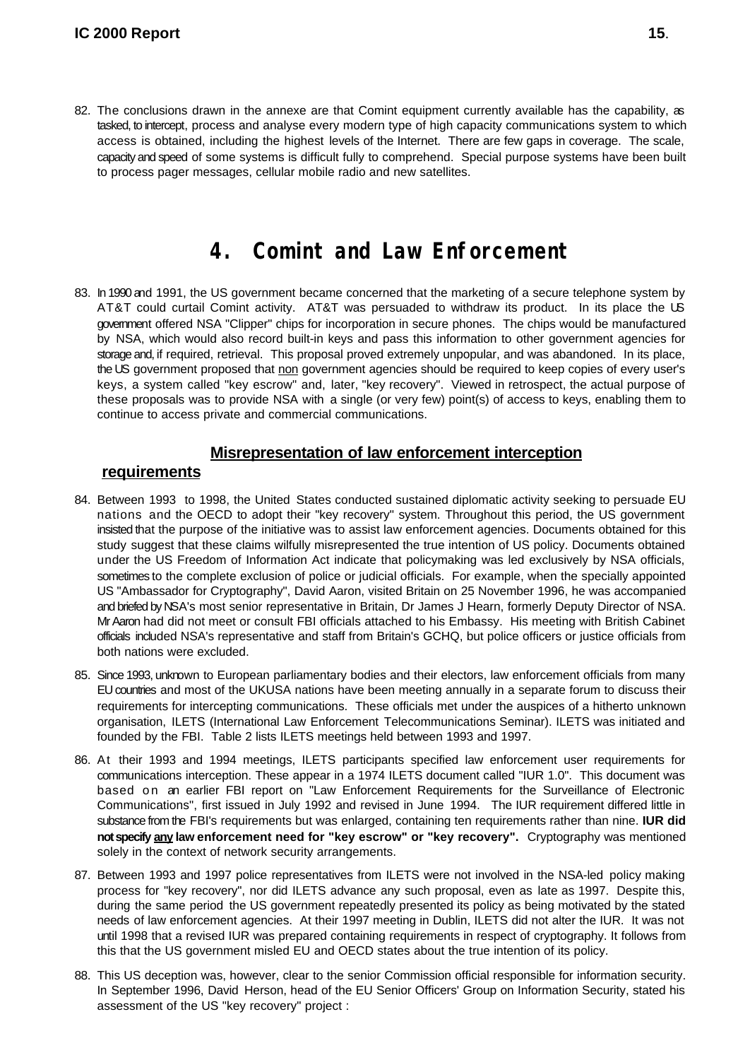82. The conclusions drawn in the annexe are that Comint equipment currently available has the capability, as tasked, to intercept, process and analyse every modern type of high capacity communications system to which access is obtained, including the highest levels of the Internet. There are few gaps in coverage. The scale, capacity and speed of some systems is difficult fully to comprehend. Special purpose systems have been built to process pager messages, cellular mobile radio and new satellites.

# 4. Comint and Law Enforcement

83. In 1990 and 1991, the US government became concerned that the marketing of a secure telephone system by AT&T could curtail Comint activity. AT&T was persuaded to withdraw its product. In its place the US government offered NSA "Clipper" chips for incorporation in secure phones. The chips would be manufactured by NSA, which would also record built-in keys and pass this information to other government agencies for storage and, if required, retrieval. This proposal proved extremely unpopular, and was abandoned. In its place, the US government proposed that <u>non</u> government agencies should be required to keep copies of every user's keys, a system called "key escrow" and, later, "key recovery". Viewed in retrospect, the actual purpose of these proposals was to provide NSA with a single (or very few) point(s) of access to keys, enabling them to continue to access private and commercial communications.

## Misrepresentation of law enforcement interception requirements

84. Between 1993 to 1998, the United States conducted sustained diplomatic activity seeking to persuade EU nations and the OECD to adopt their "key recovery" system. Throughout this period, the US government insisted that the purpose of the initiative was to assist law enforcement agencies. Documents obtained for this study suggest that these claims wilfully misrepresented the true intention of US policy. Documents obtained under the US Freedom of Information Act indicate that policymaking was led exclusively by NSA officials, sometimes to the complete exclusion of police or judicial officials. For example, when the specially appointed US "Ambassador for Cryptography", David Aaron, visited Britain on 25 November 1996, he was accompanied and briefed by NSA's most senior representative in Britain, Dr James J Hearn, formerly Deputy Director of NSA. Mr Aaron had did not meet or consult FBI officials attached to his Embassy. His meeting with British Cabinet officials included NSA's representative and staff from Britain's GCHQ, but police officers or justice officials from both nations were excluded.

85. Since 1993, unknown to European parliamentary bodies and their electors, law enforcement officials from many EU countries and most of the UKUSA nations have been meeting annually in a separate forum to discuss their requirements for intercepting communications. These officials met under the auspices of a hitherto unknown organisation, ILETS (International Law Enforcement Telecommunications Seminar). ILETS was initiated and founded by the FBI. Table 2 lists ILETS meetings held between 1993 and 1997.

86. At their 1993 and 1994 meetings, ILETS participants specified law enforcement user requirements for communications interception. These appear in a 1974 ILETS document called "IUR 1.0". This document was based on an earlier FBI report on "Law Enforcement Requirements for the Surveillance of Electronic Communications", first issued in July 1992 and revised in June 1994. The IUR requirement differed little in substance from the FBI's requirements but was enlarged, containing ten requirements rather than nine. **IUR did not specify <u>any</u> law enforcement need for "key escrow" or "key recovery".** Cryptography was mentioned solely in the context of network security arrangements.

87. Between 1993 and 1997 police representatives from ILETS were not involved in the NSA-led policy making process for "key recovery", nor did ILETS advance any such proposal, even as late as 1997. Despite this, during the same period the US government repeatedly presented its policy as being motivated by the stated needs of law enforcement agencies. At their 1997 meeting in Dublin, ILETS did not alter the IUR. It was not until 1998 that a revised IUR was prepared containing requirements in respect of cryptography. It follows from this that the US government misled EU and OECD states about the true intention of its policy.

88. This US deception was, however, clear to the senior Commission official responsible for information security. In September 1996, David Herson, head of the EU Senior Officers' Group on Information Security, stated his assessment of the US "key recovery" project :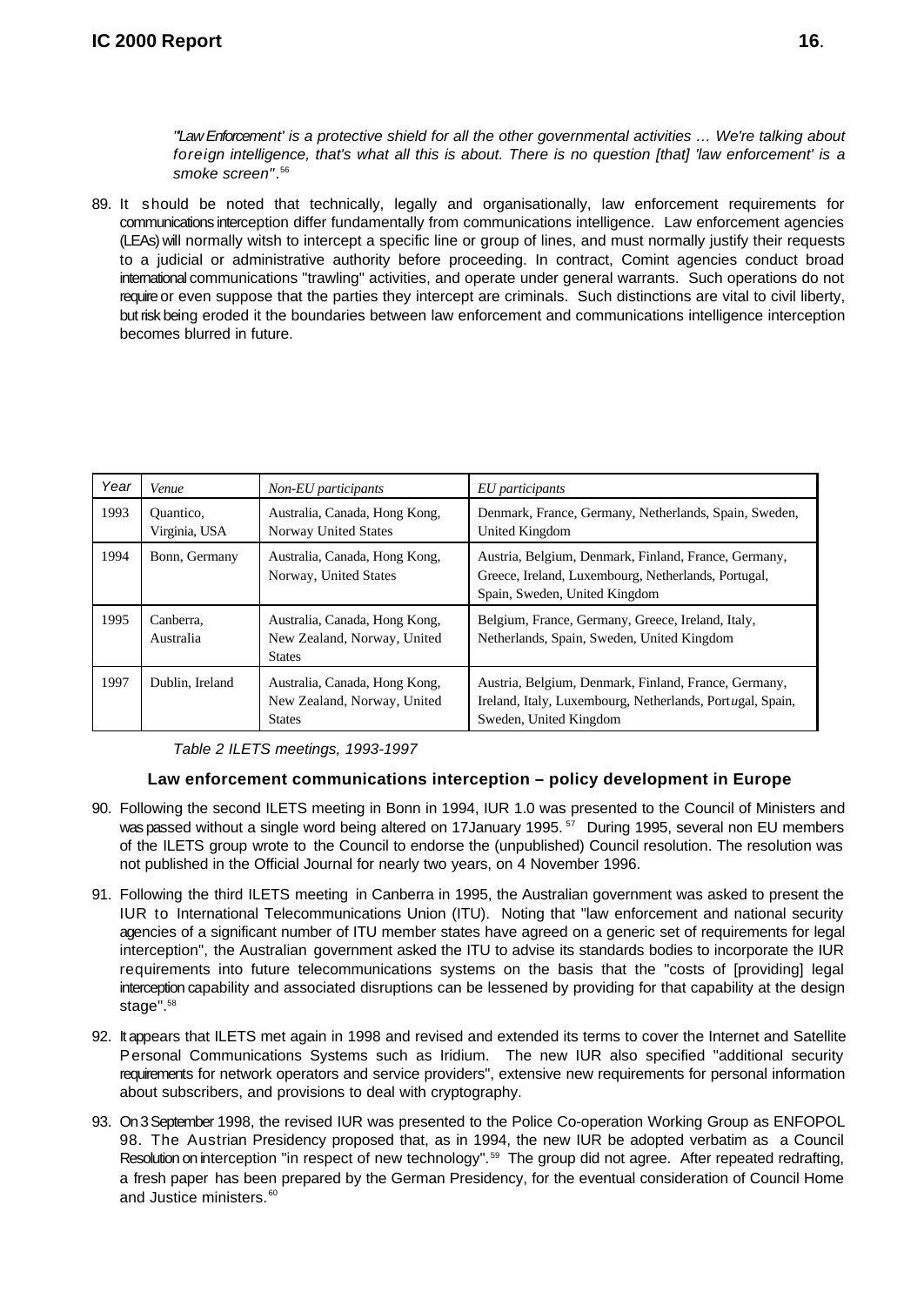*"'Law Enforcement' is a protective shield for all the other governmental activities ... We're talking about foreign intelligence, that's what all this is about. There is no question [that] 'law enforcement' is a smoke screen"*.[56]

89. It should be noted that technically, legally and organisationally, law enforcement requirements for communications interception differ fundamentally from communications intelligence. Law enforcement agencies (LEAs) will normally witsh to intercept a specific line or group of lines, and must normally justify their requests to a judicial or administrative authority before proceeding. In contract, Comint agencies conduct broad international communications "trawling" activities, and operate under general warrants. Such operations do not require or even suppose that the parties they intercept are criminals. Such distinctions are vital to civil liberty, but risk being eroded it the boundaries between law enforcement and communications intelligence interception becomes blurred in future.

| *Year* | *Venue* | *Non-EU participants* | *EU participants* |
|---|---|---|---|
| 1993 | Quantico, Virginia, USA | Australia, Canada, Hong Kong, Norway United States | Denmark, France, Germany, Netherlands, Spain, Sweden, United Kingdom |
| 1994 | Bonn, Germany | Australia, Canada, Hong Kong, Norway, United States | Austria, Belgium, Denmark, Finland, France, Germany, Greece, Ireland, Luxembourg, Netherlands, Portugal, Spain, Sweden, United Kingdom |
| 1995 | Canberra, Australia | Australia, Canada, Hong Kong, New Zealand, Norway, United States | Belgium, France, Germany, Greece, Ireland, Italy, Netherlands, Spain, Sweden, United Kingdom |
| 1997 | Dublin, Ireland | Australia, Canada, Hong Kong, New Zealand, Norway, United States | Austria, Belgium, Denmark, Finland, France, Germany, Ireland, Italy, Luxembourg, Netherlands, Portugal, Spain, Sweden, United Kingdom |

*Table 2 ILETS meetings, 1993-1997*

### Law enforcement communications interception – policy development in Europe

90. Following the second ILETS meeting in Bonn in 1994, IUR 1.0 was presented to the Council of Ministers and was passed without a single word being altered on 17January 1995.[57] During 1995, several non EU members of the ILETS group wrote to the Council to endorse the (unpublished) Council resolution. The resolution was not published in the Official Journal for nearly two years, on 4 November 1996.

91. Following the third ILETS meeting in Canberra in 1995, the Australian government was asked to present the IUR to International Telecommunications Union (ITU). Noting that "law enforcement and national security agencies of a significant number of ITU member states have agreed on a generic set of requirements for legal interception", the Australian government asked the ITU to advise its standards bodies to incorporate the IUR requirements into future telecommunications systems on the basis that the "costs of [providing] legal interception capability and associated disruptions can be lessened by providing for that capability at the design stage".[58]

92. It appears that ILETS met again in 1998 and revised and extended its terms to cover the Internet and Satellite Personal Communications Systems such as Iridium. The new IUR also specified "additional security requirements for network operators and service providers", extensive new requirements for personal information about subscribers, and provisions to deal with cryptography.

93. On 3 September 1998, the revised IUR was presented to the Police Co-operation Working Group as ENFOPOL 98. The Austrian Presidency proposed that, as in 1994, the new IUR be adopted verbatim as a Council Resolution on interception "in respect of new technology".[59] The group did not agree. After repeated redrafting, a fresh paper has been prepared by the German Presidency, for the eventual consideration of Council Home and Justice ministers.[60]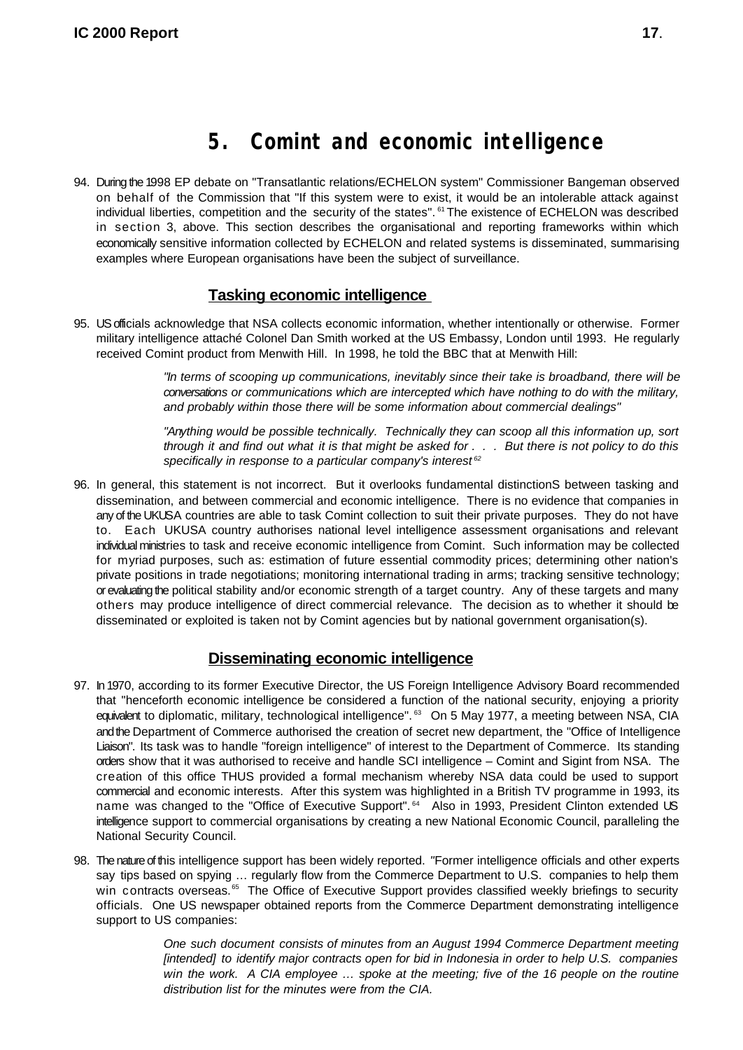# 5. Comint and economic intelligence

94. During the 1998 EP debate on "Transatlantic relations/ECHELON system" Commissioner Bangeman observed on behalf of the Commission that "If this system were to exist, it would be an intolerable attack against individual liberties, competition and the security of the states". [61] The existence of ECHELON was described in section 3, above. This section describes the organisational and reporting frameworks within which economically sensitive information collected by ECHELON and related systems is disseminated, summarising examples where European organisations have been the subject of surveillance.

## Tasking economic intelligence

95. US officials acknowledge that NSA collects economic information, whether intentionally or otherwise. Former military intelligence attaché Colonel Dan Smith worked at the US Embassy, London until 1993. He regularly received Comint product from Menwith Hill. In 1998, he told the BBC that at Menwith Hill:

> *"In terms of scooping up communications, inevitably since their take is broadband, there will be conversations or communications which are intercepted which have nothing to do with the military, and probably within those there will be some information about commercial dealings"*
>
> *"Anything would be possible technically. Technically they can scoop all this information up, sort through it and find out what it is that might be asked for . . . But there is not policy to do this specifically in response to a particular company's interest* [62]

96. In general, this statement is not incorrect. But it overlooks fundamental distinctionS between tasking and dissemination, and between commercial and economic intelligence. There is no evidence that companies in any of the UKUSA countries are able to task Comint collection to suit their private purposes. They do not have to. Each UKUSA country authorises national level intelligence assessment organisations and relevant individual ministries to task and receive economic intelligence from Comint. Such information may be collected for myriad purposes, such as: estimation of future essential commodity prices; determining other nation's private positions in trade negotiations; monitoring international trading in arms; tracking sensitive technology; or evaluating the political stability and/or economic strength of a target country. Any of these targets and many others may produce intelligence of direct commercial relevance. The decision as to whether it should be disseminated or exploited is taken not by Comint agencies but by national government organisation(s).

## Disseminating economic intelligence

97. In 1970, according to its former Executive Director, the US Foreign Intelligence Advisory Board recommended that "henceforth economic intelligence be considered a function of the national security, enjoying a priority equivalent to diplomatic, military, technological intelligence". [63] On 5 May 1977, a meeting between NSA, CIA and the Department of Commerce authorised the creation of secret new department, the "Office of Intelligence Liaison". Its task was to handle "foreign intelligence" of interest to the Department of Commerce. Its standing orders show that it was authorised to receive and handle SCI intelligence – Comint and Sigint from NSA. The creation of this office THUS provided a formal mechanism whereby NSA data could be used to support commercial and economic interests. After this system was highlighted in a British TV programme in 1993, its name was changed to the "Office of Executive Support". [64] Also in 1993, President Clinton extended US intelligence support to commercial organisations by creating a new National Economic Council, paralleling the National Security Council.

98. The nature of this intelligence support has been widely reported. "Former intelligence officials and other experts say tips based on spying … regularly flow from the Commerce Department to U.S. companies to help them win contracts overseas. [65] The Office of Executive Support provides classified weekly briefings to security officials. One US newspaper obtained reports from the Commerce Department demonstrating intelligence support to US companies:

> *One such document consists of minutes from an August 1994 Commerce Department meeting [intended] to identify major contracts open for bid in Indonesia in order to help U.S. companies win the work. A CIA employee … spoke at the meeting; five of the 16 people on the routine distribution list for the minutes were from the CIA.*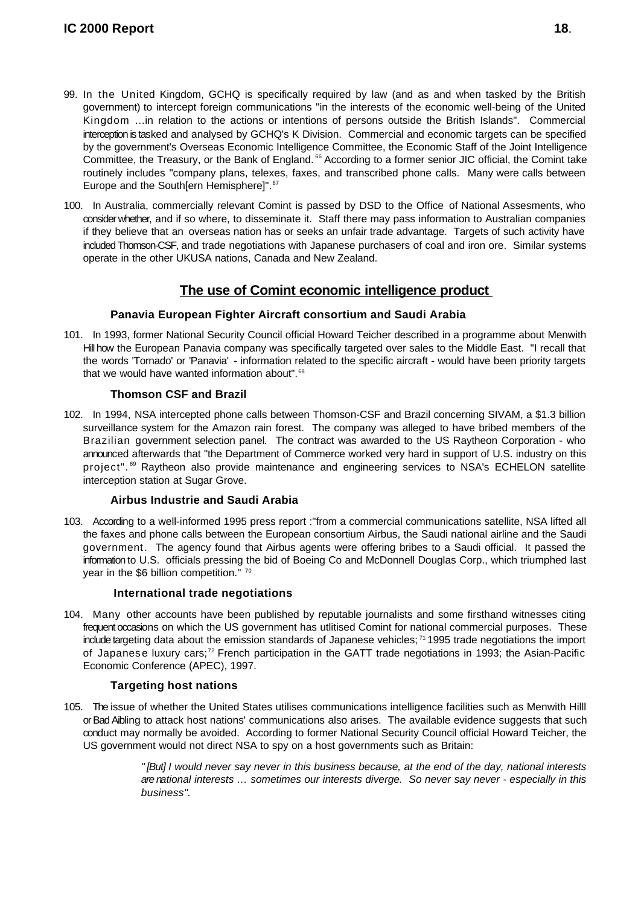99. In the United Kingdom, GCHQ is specifically required by law (and as and when tasked by the British government) to intercept foreign communications "in the interests of the economic well-being of the United Kingdom ...in relation to the actions or intentions of persons outside the British Islands". Commercial interception is tasked and analysed by GCHQ's K Division. Commercial and economic targets can be specified by the government's Overseas Economic Intelligence Committee, the Economic Staff of the Joint Intelligence Committee, the Treasury, or the Bank of England.[66] According to a former senior JIC official, the Comint take routinely includes "company plans, telexes, faxes, and transcribed phone calls. Many were calls between Europe and the South[ern Hemisphere]".[67]

100. In Australia, commercially relevant Comint is passed by DSD to the Office of National Assesments, who consider whether, and if so where, to disseminate it. Staff there may pass information to Australian companies if they believe that an overseas nation has or seeks an unfair trade advantage. Targets of such activity have included Thomson-CSF, and trade negotiations with Japanese purchasers of coal and iron ore. Similar systems operate in the other UKUSA nations, Canada and New Zealand.

## The use of Comint economic intelligence product

### Panavia European Fighter Aircraft consortium and Saudi Arabia

101. In 1993, former National Security Council official Howard Teicher described in a programme about Menwith Hill how the European Panavia company was specifically targeted over sales to the Middle East. "I recall that the words 'Tornado' or 'Panavia' - information related to the specific aircraft - would have been priority targets that we would have wanted information about".[68]

### Thomson CSF and Brazil

102. In 1994, NSA intercepted phone calls between Thomson-CSF and Brazil concerning SIVAM, a $1.3 billion surveillance system for the Amazon rain forest. The company was alleged to have bribed members of the Brazilian government selection panel. The contract was awarded to the US Raytheon Corporation - who announced afterwards that "the Department of Commerce worked very hard in support of U.S. industry on this project".[69] Raytheon also provide maintenance and engineering services to NSA's ECHELON satellite interception station at Sugar Grove.

### Airbus Industrie and Saudi Arabia

103. According to a well-informed 1995 press report :"from a commercial communications satellite, NSA lifted all the faxes and phone calls between the European consortium Airbus, the Saudi national airline and the Saudi government. The agency found that Airbus agents were offering bribes to a Saudi official. It passed the information to U.S. officials pressing the bid of Boeing Co and McDonnell Douglas Corp., which triumphed last year in the $6 billion competition."[70]

### International trade negotiations

104. Many other accounts have been published by reputable journalists and some firsthand witnesses citing frequent occasions on which the US government has utlitised Comint for national commercial purposes. These include targeting data about the emission standards of Japanese vehicles;[71] 1995 trade negotiations the import of Japanese luxury cars;[72] French participation in the GATT trade negotiations in 1993; the Asian-Pacific Economic Conference (APEC), 1997.

### Targeting host nations

105. The issue of whether the United States utilises communications intelligence facilities such as Menwith Hilll or Bad Aibling to attack host nations' communications also arises. The available evidence suggests that such conduct may normally be avoided. According to former National Security Council official Howard Teicher, the US government would not direct NSA to spy on a host governments such as Britain:

> *"[But] I would never say never in this business because, at the end of the day, national interests are national interests … sometimes our interests diverge. So never say never - especially in this business".*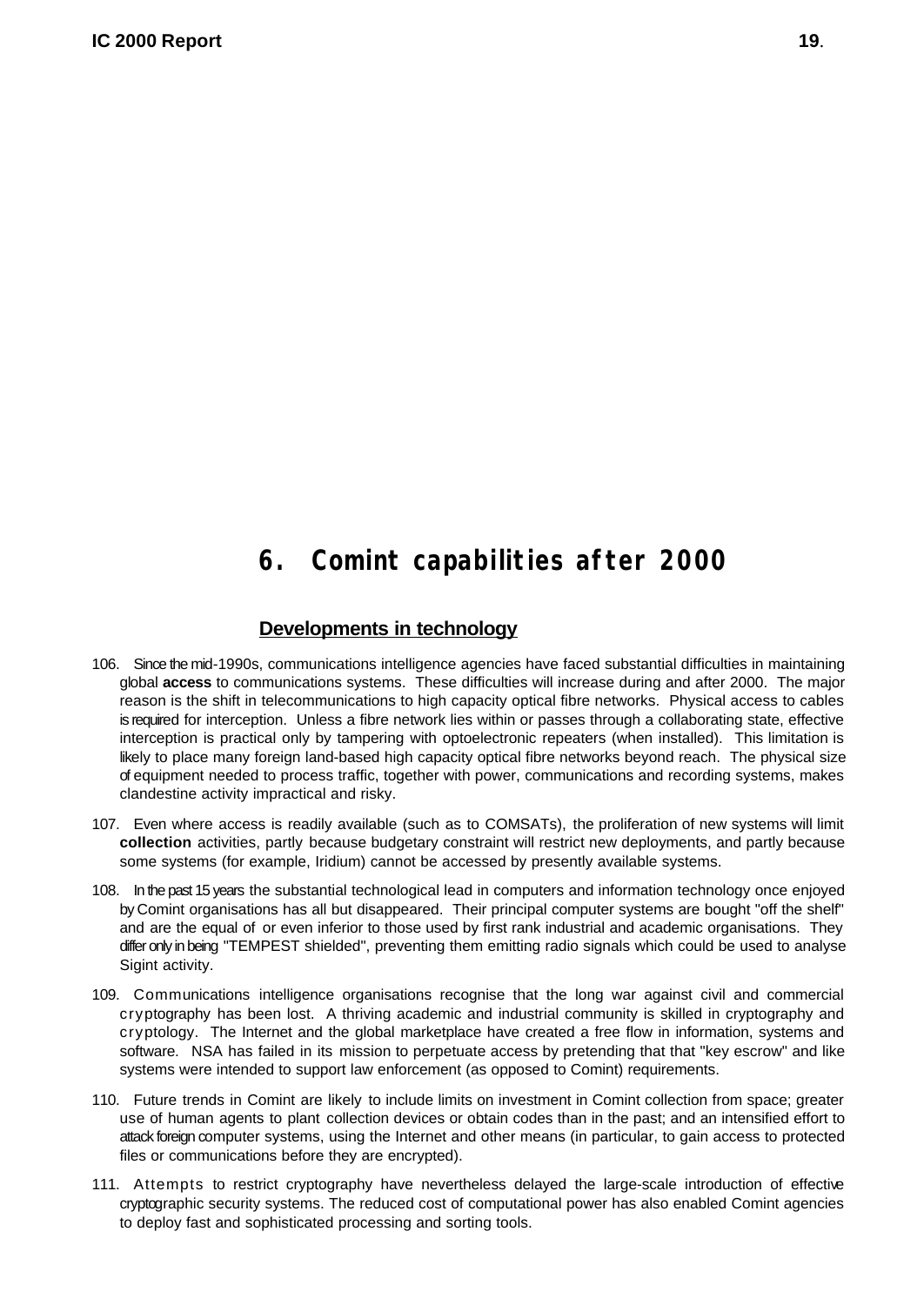# 6. Comint capabilities after 2000

## Developments in technology

106. Since the mid-1990s, communications intelligence agencies have faced substantial difficulties in maintaining global **access** to communications systems. These difficulties will increase during and after 2000. The major reason is the shift in telecommunications to high capacity optical fibre networks. Physical access to cables is required for interception. Unless a fibre network lies within or passes through a collaborating state, effective interception is practical only by tampering with optoelectronic repeaters (when installed). This limitation is likely to place many foreign land-based high capacity optical fibre networks beyond reach. The physical size of equipment needed to process traffic, together with power, communications and recording systems, makes clandestine activity impractical and risky.

107. Even where access is readily available (such as to COMSATs), the proliferation of new systems will limit **collection** activities, partly because budgetary constraint will restrict new deployments, and partly because some systems (for example, Iridium) cannot be accessed by presently available systems.

108. In the past 15 years the substantial technological lead in computers and information technology once enjoyed by Comint organisations has all but disappeared. Their principal computer systems are bought "off the shelf" and are the equal of or even inferior to those used by first rank industrial and academic organisations. They differ only in being "TEMPEST shielded", preventing them emitting radio signals which could be used to analyse Sigint activity.

109. Communications intelligence organisations recognise that the long war against civil and commercial cryptography has been lost. A thriving academic and industrial community is skilled in cryptography and cryptology. The Internet and the global marketplace have created a free flow in information, systems and software. NSA has failed in its mission to perpetuate access by pretending that that "key escrow" and like systems were intended to support law enforcement (as opposed to Comint) requirements.

110. Future trends in Comint are likely to include limits on investment in Comint collection from space; greater use of human agents to plant collection devices or obtain codes than in the past; and an intensified effort to attack foreign computer systems, using the Internet and other means (in particular, to gain access to protected files or communications before they are encrypted).

111. Attempts to restrict cryptography have nevertheless delayed the large-scale introduction of effective cryptographic security systems. The reduced cost of computational power has also enabled Comint agencies to deploy fast and sophisticated processing and sorting tools.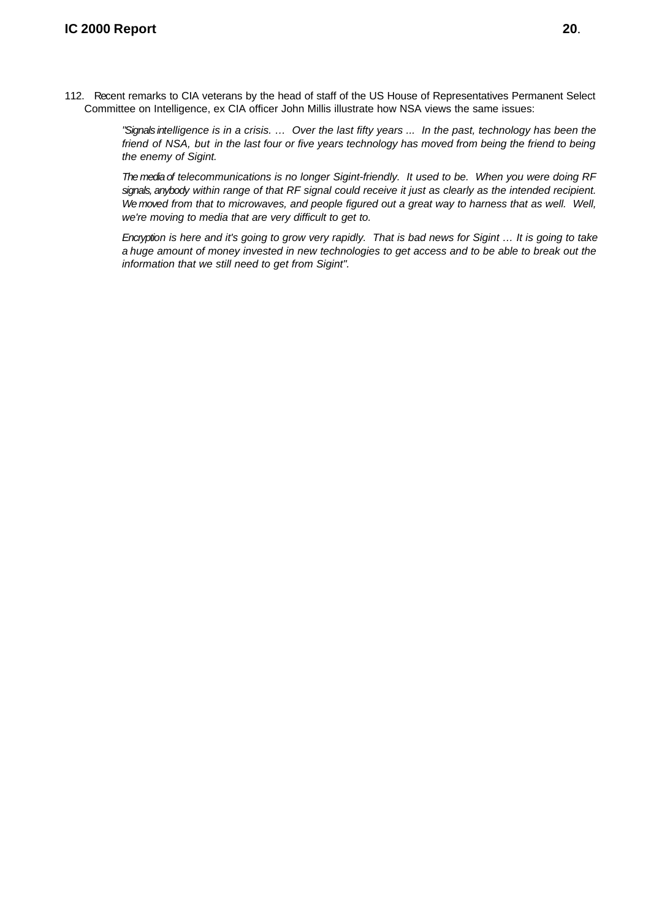112. Recent remarks to CIA veterans by the head of staff of the US House of Representatives Permanent Select Committee on Intelligence, ex CIA officer John Millis illustrate how NSA views the same issues:

> *"Signals intelligence is in a crisis. … Over the last fifty years ... In the past, technology has been the friend of NSA, but in the last four or five years technology has moved from being the friend to being the enemy of Sigint.*
>
> *The media of telecommunications is no longer Sigint-friendly. It used to be. When you were doing RF signals, anybody within range of that RF signal could receive it just as clearly as the intended recipient. We moved from that to microwaves, and people figured out a great way to harness that as well. Well, we're moving to media that are very difficult to get to.*
>
> *Encryption is here and it's going to grow very rapidly. That is bad news for Sigint … It is going to take a huge amount of money invested in new technologies to get access and to be able to break out the information that we still need to get from Sigint".*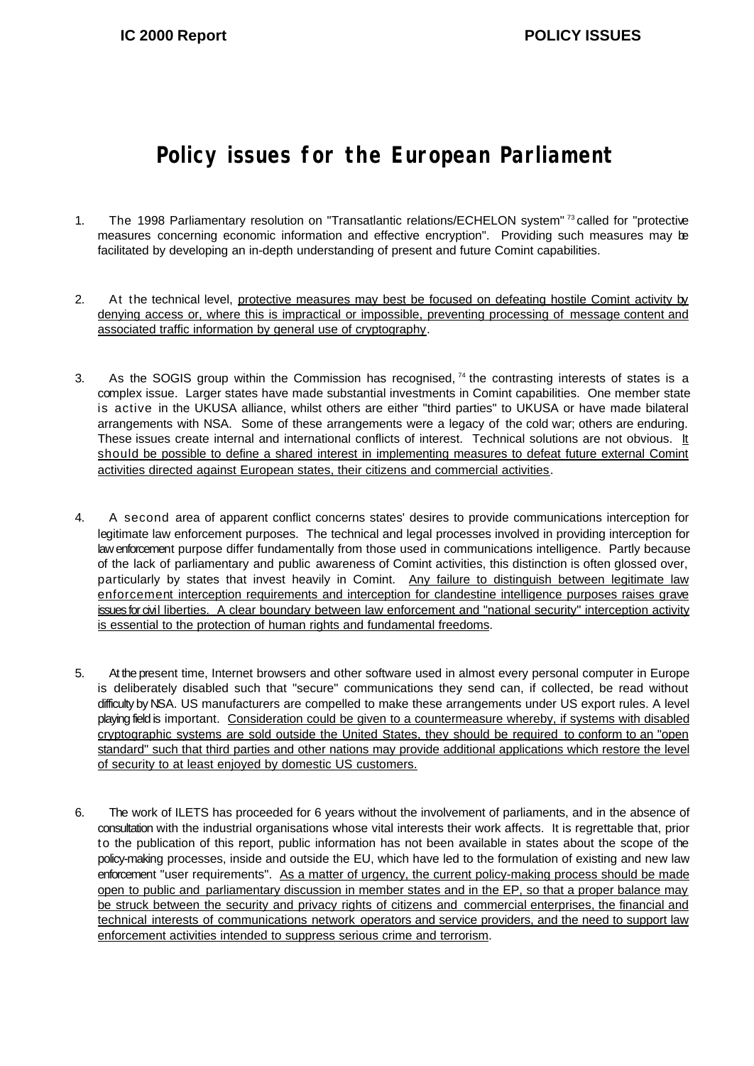# Policy issues for the European Parliament

1. The 1998 Parliamentary resolution on "Transatlantic relations/ECHELON system"[73] called for "protective measures concerning economic information and effective encryption". Providing such measures may be facilitated by developing an in-depth understanding of present and future Comint capabilities.

2. At the technical level, <u>protective measures may best be focused on defeating hostile Comint activity by denying access or, where this is impractical or impossible, preventing processing of message content and associated traffic information by general use of cryptography</u>.

3. As the SOGIS group within the Commission has recognised,[74] the contrasting interests of states is a complex issue. Larger states have made substantial investments in Comint capabilities. One member state is active in the UKUSA alliance, whilst others are either "third parties" to UKUSA or have made bilateral arrangements with NSA. Some of these arrangements were a legacy of the cold war; others are enduring. These issues create internal and international conflicts of interest. Technical solutions are not obvious. <u>It should be possible to define a shared interest in implementing measures to defeat future external Comint activities directed against European states, their citizens and commercial activities</u>.

4. A second area of apparent conflict concerns states' desires to provide communications interception for legitimate law enforcement purposes. The technical and legal processes involved in providing interception for law enforcement purpose differ fundamentally from those used in communications intelligence. Partly because of the lack of parliamentary and public awareness of Comint activities, this distinction is often glossed over, particularly by states that invest heavily in Comint. <u>Any failure to distinguish between legitimate law enforcement interception requirements and interception for clandestine intelligence purposes raises grave issues for civil liberties. A clear boundary between law enforcement and "national security" interception activity is essential to the protection of human rights and fundamental freedoms</u>.

5. At the present time, Internet browsers and other software used in almost every personal computer in Europe is deliberately disabled such that "secure" communications they send can, if collected, be read without difficulty by NSA. US manufacturers are compelled to make these arrangements under US export rules. A level playing field is important. <u>Consideration could be given to a countermeasure whereby, if systems with disabled cryptographic systems are sold outside the United States, they should be required to conform to an "open standard" such that third parties and other nations may provide additional applications which restore the level of security to at least enjoyed by domestic US customers.</u>

6. The work of ILETS has proceeded for 6 years without the involvement of parliaments, and in the absence of consultation with the industrial organisations whose vital interests their work affects. It is regrettable that, prior to the publication of this report, public information has not been available in states about the scope of the policy-making processes, inside and outside the EU, which have led to the formulation of existing and new law enforcement "user requirements". <u>As a matter of urgency, the current policy-making process should be made open to public and parliamentary discussion in member states and in the EP, so that a proper balance may be struck between the security and privacy rights of citizens and commercial enterprises, the financial and technical interests of communications network operators and service providers, and the need to support law enforcement activities intended to suppress serious crime and terrorism</u>.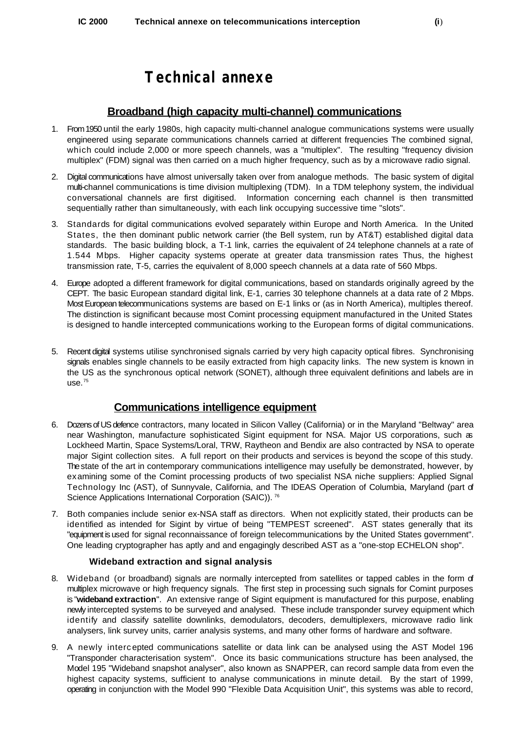# Technical annexe

## Broadband (high capacity multi-channel) communications

1. From 1950 until the early 1980s, high capacity multi-channel analogue communications systems were usually engineered using separate communications channels carried at different frequencies The combined signal, which could include 2,000 or more speech channels, was a "multiplex". The resulting "frequency division multiplex" (FDM) signal was then carried on a much higher frequency, such as by a microwave radio signal.

2. Digital communications have almost universally taken over from analogue methods. The basic system of digital multi-channel communications is time division multiplexing (TDM). In a TDM telephony system, the individual conversational channels are first digitised. Information concerning each channel is then transmitted sequentially rather than simultaneously, with each link occupying successive time "slots".

3. Standards for digital communications evolved separately within Europe and North America. In the United States, the then dominant public network carrier (the Bell system, run by AT&T) established digital data standards. The basic building block, a T-1 link, carries the equivalent of 24 telephone channels at a rate of 1.544 Mbps. Higher capacity systems operate at greater data transmission rates Thus, the highest transmission rate, T-5, carries the equivalent of 8,000 speech channels at a data rate of 560 Mbps.

4. Europe adopted a different framework for digital communications, based on standards originally agreed by the CEPT. The basic European standard digital link, E-1, carries 30 telephone channels at a data rate of 2 Mbps. Most European telecommunications systems are based on E-1 links or (as in North America), multiples thereof. The distinction is significant because most Comint processing equipment manufactured in the United States is designed to handle intercepted communications working to the European forms of digital communications.

5. Recent digital systems utilise synchronised signals carried by very high capacity optical fibres. Synchronising signals enables single channels to be easily extracted from high capacity links. The new system is known in the US as the synchronous optical network (SONET), although three equivalent definitions and labels are in use.[75]

## Communications intelligence equipment

6. Dozens of US defence contractors, many located in Silicon Valley (California) or in the Maryland "Beltway" area near Washington, manufacture sophisticated Sigint equipment for NSA. Major US corporations, such as Lockheed Martin, Space Systems/Loral, TRW, Raytheon and Bendix are also contracted by NSA to operate major Sigint collection sites. A full report on their products and services is beyond the scope of this study. The state of the art in contemporary communications intelligence may usefully be demonstrated, however, by examining some of the Comint processing products of two specialist NSA niche suppliers: Applied Signal Technology Inc (AST), of Sunnyvale, California, and The IDEAS Operation of Columbia, Maryland (part of Science Applications International Corporation (SAIC)).[76]

7. Both companies include senior ex-NSA staff as directors. When not explicitly stated, their products can be identified as intended for Sigint by virtue of being "TEMPEST screened". AST states generally that its "equipment is used for signal reconnaissance of foreign telecommunications by the United States government". One leading cryptographer has aptly and and engagingly described AST as a "one-stop ECHELON shop".

### Wideband extraction and signal analysis

8. Wideband (or broadband) signals are normally intercepted from satellites or tapped cables in the form of multiplex microwave or high frequency signals. The first step in processing such signals for Comint purposes is "**wideband extraction**". An extensive range of Sigint equipment is manufactured for this purpose, enabling newly intercepted systems to be surveyed and analysed. These include transponder survey equipment which identify and classify satellite downlinks, demodulators, decoders, demultiplexers, microwave radio link analysers, link survey units, carrier analysis systems, and many other forms of hardware and software.

9. A newly intercepted communications satellite or data link can be analysed using the AST Model 196 "Transponder characterisation system". Once its basic communications structure has been analysed, the Model 195 "Wideband snapshot analyser", also known as SNAPPER, can record sample data from even the highest capacity systems, sufficient to analyse communications in minute detail. By the start of 1999, operating in conjunction with the Model 990 "Flexible Data Acquisition Unit", this systems was able to record,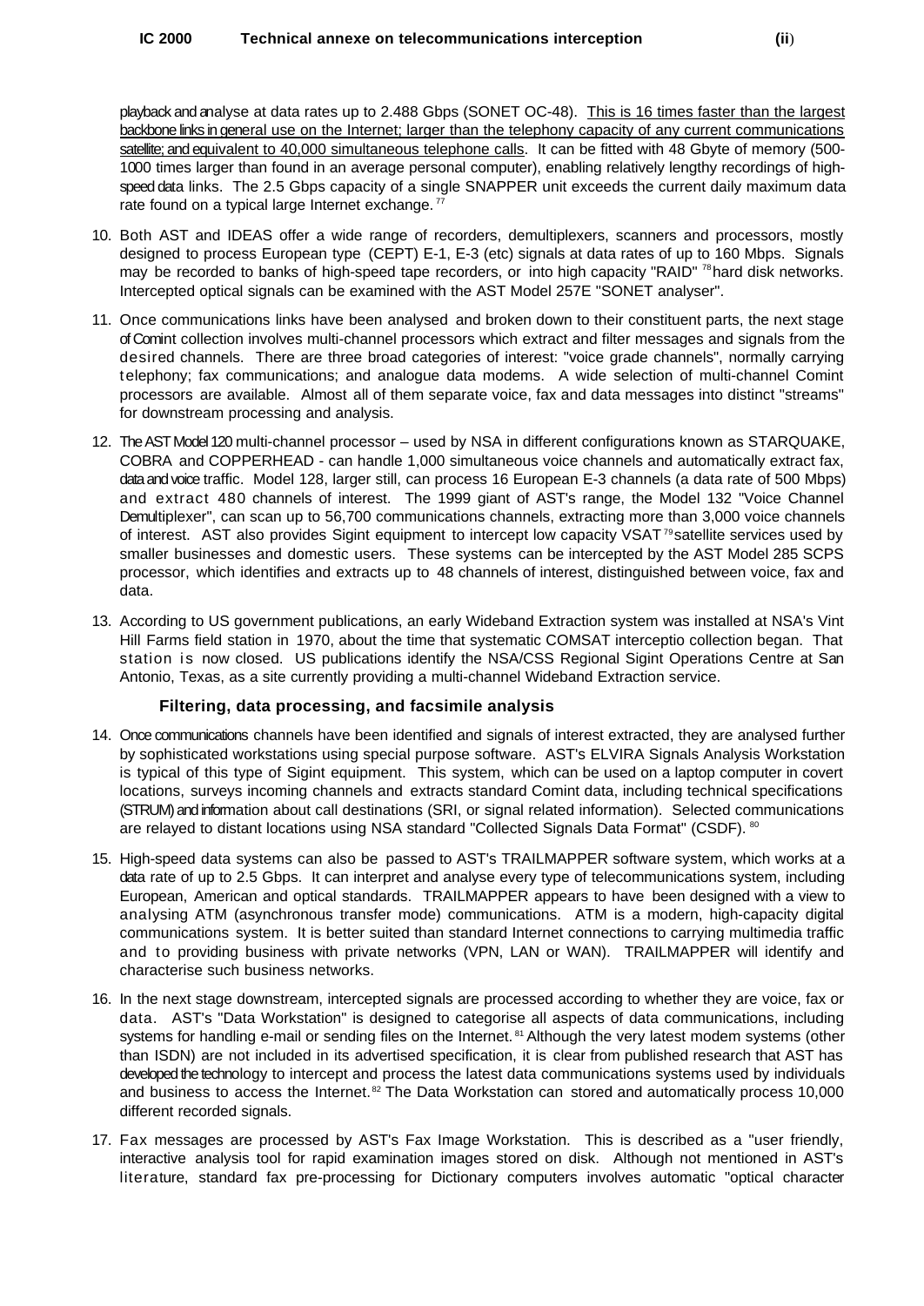playback and analyse at data rates up to 2.488 Gbps (SONET OC-48). This is 16 times faster than the largest backbone links in general use on the Internet; larger than the telephony capacity of any current communications satellite; and equivalent to 40,000 simultaneous telephone calls. It can be fitted with 48 Gbyte of memory (500-1000 times larger than found in an average personal computer), enabling relatively lengthy recordings of high-speed data links. The 2.5 Gbps capacity of a single SNAPPER unit exceeds the current daily maximum data rate found on a typical large Internet exchange. [77]

10. Both AST and IDEAS offer a wide range of recorders, demultiplexers, scanners and processors, mostly designed to process European type (CEPT) E-1, E-3 (etc) signals at data rates of up to 160 Mbps. Signals may be recorded to banks of high-speed tape recorders, or into high capacity "RAID" [78] hard disk networks. Intercepted optical signals can be examined with the AST Model 257E "SONET analyser".

11. Once communications links have been analysed and broken down to their constituent parts, the next stage of Comint collection involves multi-channel processors which extract and filter messages and signals from the desired channels. There are three broad categories of interest: "voice grade channels", normally carrying telephony; fax communications; and analogue data modems. A wide selection of multi-channel Comint processors are available. Almost all of them separate voice, fax and data messages into distinct "streams" for downstream processing and analysis.

12. The AST Model 120 multi-channel processor – used by NSA in different configurations known as STARQUAKE, COBRA and COPPERHEAD - can handle 1,000 simultaneous voice channels and automatically extract fax, data and voice traffic. Model 128, larger still, can process 16 European E-3 channels (a data rate of 500 Mbps) and extract 480 channels of interest. The 1999 giant of AST's range, the Model 132 "Voice Channel Demultiplexer", can scan up to 56,700 communications channels, extracting more than 3,000 voice channels of interest. AST also provides Sigint equipment to intercept low capacity VSAT [79] satellite services used by smaller businesses and domestic users. These systems can be intercepted by the AST Model 285 SCPS processor, which identifies and extracts up to 48 channels of interest, distinguished between voice, fax and data.

13. According to US government publications, an early Wideband Extraction system was installed at NSA's Vint Hill Farms field station in 1970, about the time that systematic COMSAT interceptio collection began. That station is now closed. US publications identify the NSA/CSS Regional Sigint Operations Centre at San Antonio, Texas, as a site currently providing a multi-channel Wideband Extraction service.

### Filtering, data processing, and facsimile analysis

14. Once communications channels have been identified and signals of interest extracted, they are analysed further by sophisticated workstations using special purpose software. AST's ELVIRA Signals Analysis Workstation is typical of this type of Sigint equipment. This system, which can be used on a laptop computer in covert locations, surveys incoming channels and extracts standard Comint data, including technical specifications (STRUM) and information about call destinations (SRI, or signal related information). Selected communications are relayed to distant locations using NSA standard "Collected Signals Data Format" (CSDF). [80]

15. High-speed data systems can also be passed to AST's TRAILMAPPER software system, which works at a data rate of up to 2.5 Gbps. It can interpret and analyse every type of telecommunications system, including European, American and optical standards. TRAILMAPPER appears to have been designed with a view to analysing ATM (asynchronous transfer mode) communications. ATM is a modern, high-capacity digital communications system. It is better suited than standard Internet connections to carrying multimedia traffic and to providing business with private networks (VPN, LAN or WAN). TRAILMAPPER will identify and characterise such business networks.

16. In the next stage downstream, intercepted signals are processed according to whether they are voice, fax or data. AST's "Data Workstation" is designed to categorise all aspects of data communications, including systems for handling e-mail or sending files on the Internet. [81] Although the very latest modem systems (other than ISDN) are not included in its advertised specification, it is clear from published research that AST has developed the technology to intercept and process the latest data communications systems used by individuals and business to access the Internet. [82] The Data Workstation can stored and automatically process 10,000 different recorded signals.

17. Fax messages are processed by AST's Fax Image Workstation. This is described as a "user friendly, interactive analysis tool for rapid examination images stored on disk. Although not mentioned in AST's literature, standard fax pre-processing for Dictionary computers involves automatic "optical character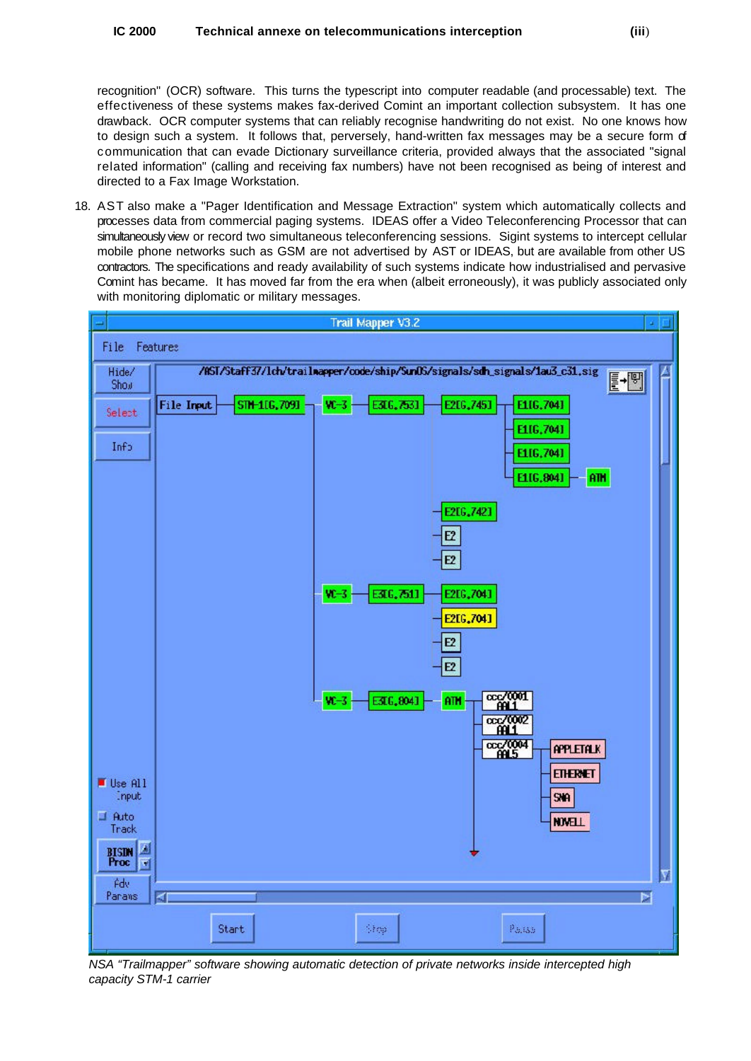recognition" (OCR) software. This turns the typescript into computer readable (and processable) text. The effectiveness of these systems makes fax-derived Comint an important collection subsystem. It has one drawback. OCR computer systems that can reliably recognise handwriting do not exist. No one knows how to design such a system. It follows that, perversely, hand-written fax messages may be a secure form of communication that can evade Dictionary surveillance criteria, provided always that the associated "signal related information" (calling and receiving fax numbers) have not been recognised as being of interest and directed to a Fax Image Workstation.

18. AST also make a "Pager Identification and Message Extraction" system which automatically collects and processes data from commercial paging systems. IDEAS offer a Video Teleconferencing Processor that can simultaneously view or record two simultaneous teleconferencing sessions. Sigint systems to intercept cellular mobile phone networks such as GSM are not advertised by AST or IDEAS, but are available from other US contractors. The specifications and ready availability of such systems indicate how industrialised and pervasive Comint has became. It has moved far from the era when (albeit erroneously), it was publicly associated only with monitoring diplomatic or military messages.

*NSA "Trailmapper" software showing automatic detection of private networks inside intercepted high capacity STM-1 carrier*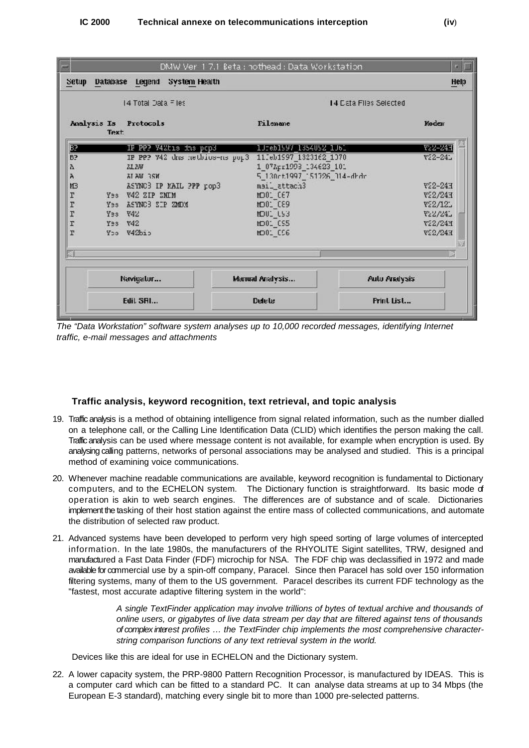The “Data Workstation” software system analyses up to 10,000 recorded messages, identifying Internet traffic, e-mail messages and attachments

### Traffic analysis, keyword recognition, text retrieval, and topic analysis

19. Traffic analysis is a method of obtaining intelligence from signal related information, such as the number dialled on a telephone call, or the Calling Line Identification Data (CLID) which identifies the person making the call. Traffic analysis can be used where message content is not available, for example when encryption is used. By analysing calling patterns, networks of personal associations may be analysed and studied. This is a principal method of examining voice communications.

20. Whenever machine readable communications are available, keyword recognition is fundamental to Dictionary computers, and to the ECHELON system. The Dictionary function is straightforward. Its basic mode of operation is akin to web search engines. The differences are of substance and of scale. Dictionaries implement the tasking of their host station against the entire mass of collected communications, and automate the distribution of selected raw product.

21. Advanced systems have been developed to perform very high speed sorting of large volumes of intercepted information. In the late 1980s, the manufacturers of the RHYOLITE Sigint satellites, TRW, designed and manufactured a Fast Data Finder (FDF) microchip for NSA. The FDF chip was declassified in 1972 and made available for commercial use by a spin-off company, Paracel. Since then Paracel has sold over 150 information filtering systems, many of them to the US government. Paracel describes its current FDF technology as the "fastest, most accurate adaptive filtering system in the world":

    > *A single TextFinder application may involve trillions of bytes of textual archive and thousands of online users, or gigabytes of live data stream per day that are filtered against tens of thousands of complex interest profiles … the TextFinder chip implements the most comprehensive character-string comparison functions of any text retrieval system in the world.*

    Devices like this are ideal for use in ECHELON and the Dictionary system.

22. A lower capacity system, the PRP-9800 Pattern Recognition Processor, is manufactured by IDEAS. This is a computer card which can be fitted to a standard PC. It can analyse data streams at up to 34 Mbps (the European E-3 standard), matching every single bit to more than 1000 pre-selected patterns.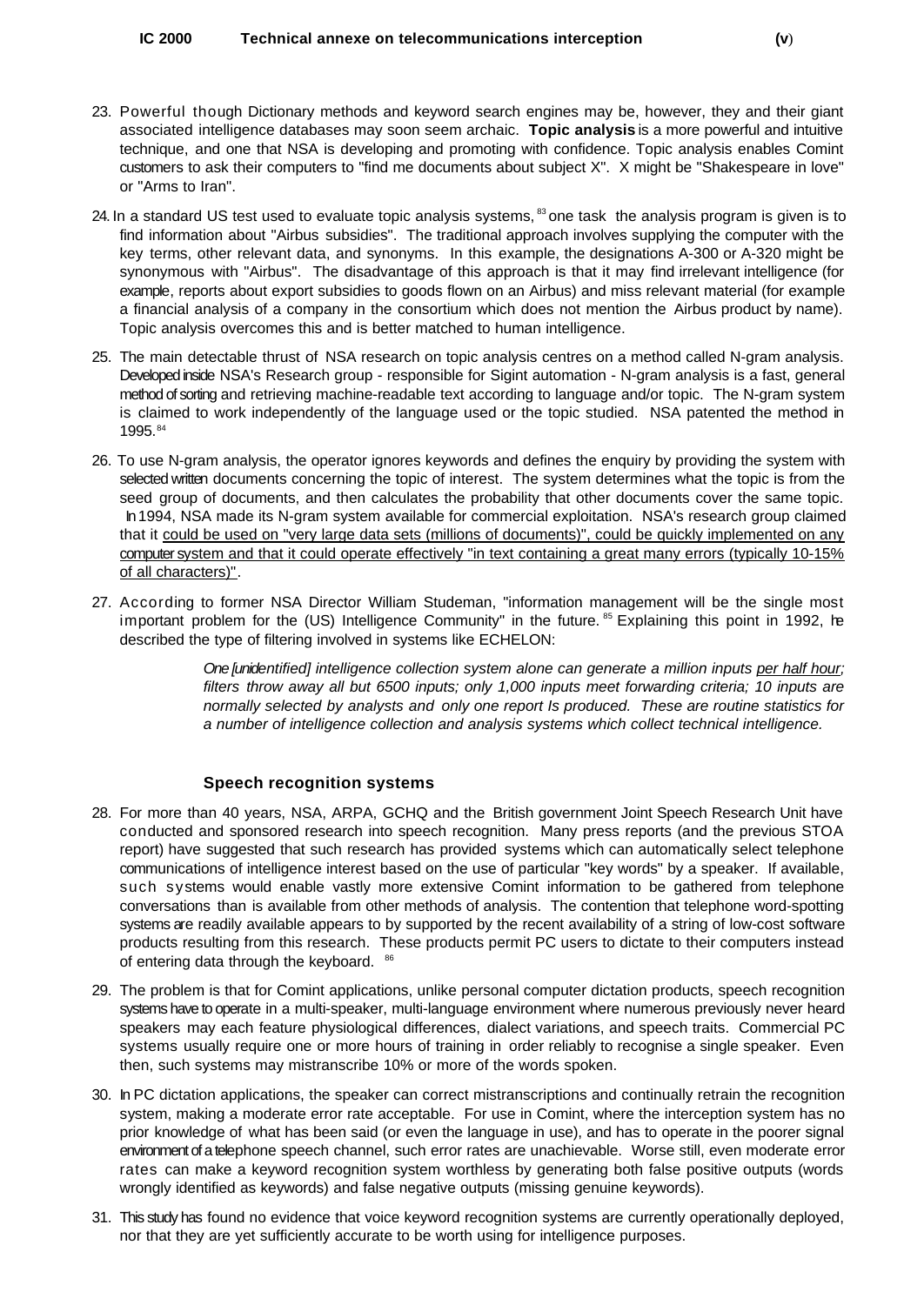23. Powerful though Dictionary methods and keyword search engines may be, however, they and their giant associated intelligence databases may soon seem archaic. **Topic analysis** is a more powerful and intuitive technique, and one that NSA is developing and promoting with confidence. Topic analysis enables Comint customers to ask their computers to "find me documents about subject X". X might be "Shakespeare in love" or "Arms to Iran".

24. In a standard US test used to evaluate topic analysis systems,[83] one task the analysis program is given is to find information about "Airbus subsidies". The traditional approach involves supplying the computer with the key terms, other relevant data, and synonyms. In this example, the designations A-300 or A-320 might be synonymous with "Airbus". The disadvantage of this approach is that it may find irrelevant intelligence (for example, reports about export subsidies to goods flown on an Airbus) and miss relevant material (for example a financial analysis of a company in the consortium which does not mention the Airbus product by name). Topic analysis overcomes this and is better matched to human intelligence.

25. The main detectable thrust of NSA research on topic analysis centres on a method called N-gram analysis. Developed inside NSA's Research group - responsible for Sigint automation - N-gram analysis is a fast, general method of sorting and retrieving machine-readable text according to language and/or topic. The N-gram system is claimed to work independently of the language used or the topic studied. NSA patented the method in 1995.[84]

26. To use N-gram analysis, the operator ignores keywords and defines the enquiry by providing the system with selected written documents concerning the topic of interest. The system determines what the topic is from the seed group of documents, and then calculates the probability that other documents cover the same topic. In 1994, NSA made its N-gram system available for commercial exploitation. NSA's research group claimed that it <u>could be used on "very large data sets (millions of documents)", could be quickly implemented on any computer system and that it could operate effectively "in text containing a great many errors (typically 10-15% of all characters)"</u>.

27. According to former NSA Director William Studeman, "information management will be the single most important problem for the (US) Intelligence Community" in the future.[85] Explaining this point in 1992, he described the type of filtering involved in systems like ECHELON:

> *One [unidentified] intelligence collection system alone can generate a million inputs <u>per half hour</u>; filters throw away all but 6500 inputs; only 1,000 inputs meet forwarding criteria; 10 inputs are normally selected by analysts and only one report Is produced. These are routine statistics for a number of intelligence collection and analysis systems which collect technical intelligence.*

### Speech recognition systems

28. For more than 40 years, NSA, ARPA, GCHQ and the British government Joint Speech Research Unit have conducted and sponsored research into speech recognition. Many press reports (and the previous STOA report) have suggested that such research has provided systems which can automatically select telephone communications of intelligence interest based on the use of particular "key words" by a speaker. If available, such systems would enable vastly more extensive Comint information to be gathered from telephone conversations than is available from other methods of analysis. The contention that telephone word-spotting systems are readily available appears to by supported by the recent availability of a string of low-cost software products resulting from this research. These products permit PC users to dictate to their computers instead of entering data through the keyboard.[86]

29. The problem is that for Comint applications, unlike personal computer dictation products, speech recognition systems have to operate in a multi-speaker, multi-language environment where numerous previously never heard speakers may each feature physiological differences, dialect variations, and speech traits. Commercial PC systems usually require one or more hours of training in order reliably to recognise a single speaker. Even then, such systems may mistranscribe 10% or more of the words spoken.

30. In PC dictation applications, the speaker can correct mistranscriptions and continually retrain the recognition system, making a moderate error rate acceptable. For use in Comint, where the interception system has no prior knowledge of what has been said (or even the language in use), and has to operate in the poorer signal environment of a telephone speech channel, such error rates are unachievable. Worse still, even moderate error rates can make a keyword recognition system worthless by generating both false positive outputs (words wrongly identified as keywords) and false negative outputs (missing genuine keywords).

31. This study has found no evidence that voice keyword recognition systems are currently operationally deployed, nor that they are yet sufficiently accurate to be worth using for intelligence purposes.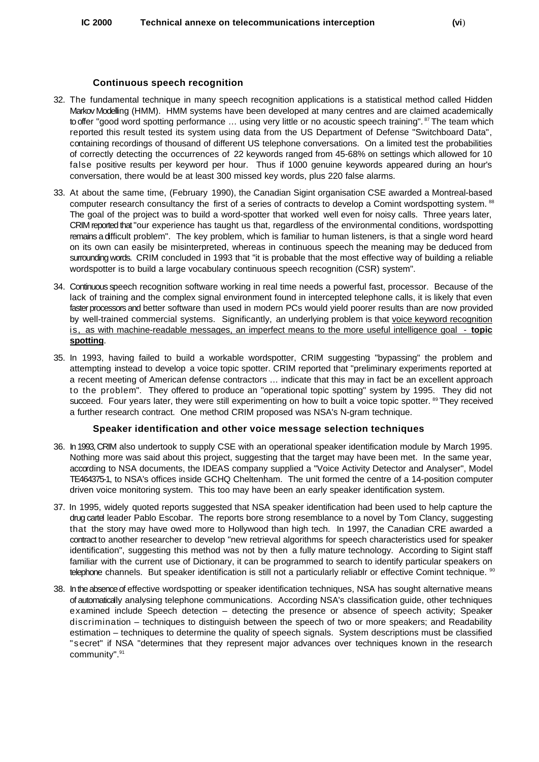### Continuous speech recognition

32. The fundamental technique in many speech recognition applications is a statistical method called Hidden Markov Modelling (HMM). HMM systems have been developed at many centres and are claimed academically to offer "good word spotting performance … using very little or no acoustic speech training".[87] The team which reported this result tested its system using data from the US Department of Defense "Switchboard Data", containing recordings of thousand of different US telephone conversations. On a limited test the probabilities of correctly detecting the occurrences of 22 keywords ranged from 45-68% on settings which allowed for 10 false positive results per keyword per hour. Thus if 1000 genuine keywords appeared during an hour's conversation, there would be at least 300 missed key words, plus 220 false alarms.

33. At about the same time, (February 1990), the Canadian Sigint organisation CSE awarded a Montreal-based computer research consultancy the first of a series of contracts to develop a Comint wordspotting system.[88] The goal of the project was to build a word-spotter that worked well even for noisy calls. Three years later, CRIM reported that "our experience has taught us that, regardless of the environmental conditions, wordspotting remains a difficult problem". The key problem, which is familiar to human listeners, is that a single word heard on its own can easily be misinterpreted, whereas in continuous speech the meaning may be deduced from surrounding words. CRIM concluded in 1993 that "it is probable that the most effective way of building a reliable wordspotter is to build a large vocabulary continuous speech recognition (CSR) system".

34. Continuous speech recognition software working in real time needs a powerful fast, processor. Because of the lack of training and the complex signal environment found in intercepted telephone calls, it is likely that even faster processors and better software than used in modern PCs would yield poorer results than are now provided by well-trained commercial systems. Significantly, an underlying problem is that voice keyword recognition is, as with machine-readable messages, an imperfect means to the more useful intelligence goal - **topic spotting**.

35. In 1993, having failed to build a workable wordspotter, CRIM suggesting "bypassing" the problem and attempting instead to develop a voice topic spotter. CRIM reported that "preliminary experiments reported at a recent meeting of American defense contractors … indicate that this may in fact be an excellent approach to the problem". They offered to produce an "operational topic spotting" system by 1995. They did not succeed. Four years later, they were still experimenting on how to built a voice topic spotter.[89] They received a further research contract. One method CRIM proposed was NSA's N-gram technique.

### Speaker identification and other voice message selection techniques

36. In 1993, CRIM also undertook to supply CSE with an operational speaker identification module by March 1995. Nothing more was said about this project, suggesting that the target may have been met. In the same year, according to NSA documents, the IDEAS company supplied a "Voice Activity Detector and Analyser", Model TE464375-1, to NSA's offices inside GCHQ Cheltenham. The unit formed the centre of a 14-position computer driven voice monitoring system. This too may have been an early speaker identification system.

37. In 1995, widely quoted reports suggested that NSA speaker identification had been used to help capture the drug cartel leader Pablo Escobar. The reports bore strong resemblance to a novel by Tom Clancy, suggesting that the story may have owed more to Hollywood than high tech. In 1997, the Canadian CRE awarded a contract to another researcher to develop "new retrieval algorithms for speech characteristics used for speaker identification", suggesting this method was not by then a fully mature technology. According to Sigint staff familiar with the current use of Dictionary, it can be programmed to search to identify particular speakers on telephone channels. But speaker identification is still not a particularly reliablr or effective Comint technique.[90]

38. In the absence of effective wordspotting or speaker identification techniques, NSA has sought alternative means of automatically analysing telephone communications. According NSA's classification guide, other techniques examined include Speech detection – detecting the presence or absence of speech activity; Speaker discrimination – techniques to distinguish between the speech of two or more speakers; and Readability estimation – techniques to determine the quality of speech signals. System descriptions must be classified "secret" if NSA "determines that they represent major advances over techniques known in the research community".[91]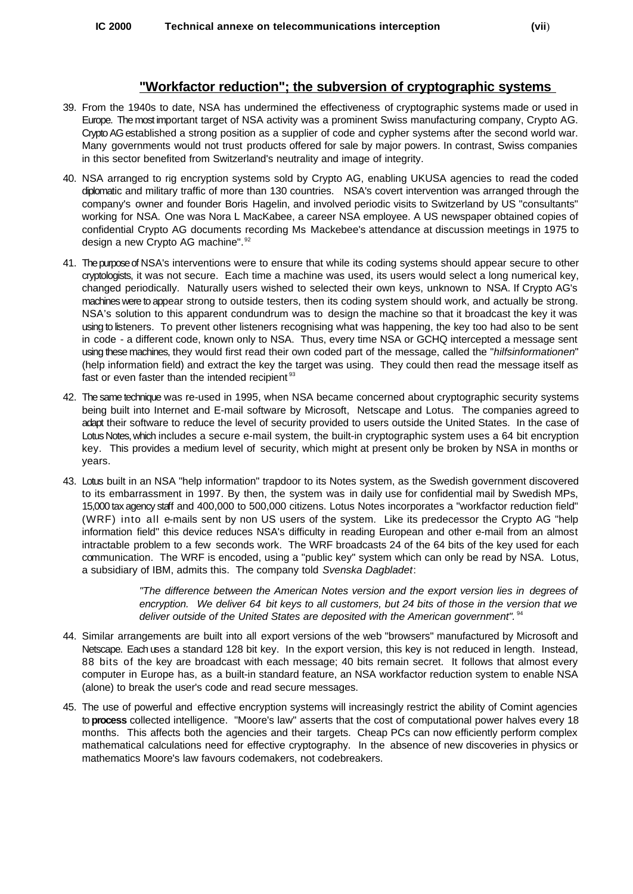## "Workfactor reduction"; the subversion of cryptographic systems

39. From the 1940s to date, NSA has undermined the effectiveness of cryptographic systems made or used in Europe. The most important target of NSA activity was a prominent Swiss manufacturing company, Crypto AG. Crypto AG established a strong position as a supplier of code and cypher systems after the second world war. Many governments would not trust products offered for sale by major powers. In contrast, Swiss companies in this sector benefited from Switzerland's neutrality and image of integrity.

40. NSA arranged to rig encryption systems sold by Crypto AG, enabling UKUSA agencies to read the coded diplomatic and military traffic of more than 130 countries. NSA's covert intervention was arranged through the company's owner and founder Boris Hagelin, and involved periodic visits to Switzerland by US "consultants" working for NSA. One was Nora L MacKabee, a career NSA employee. A US newspaper obtained copies of confidential Crypto AG documents recording Ms Mackebee's attendance at discussion meetings in 1975 to design a new Crypto AG machine".[92]

41. The purpose of NSA's interventions were to ensure that while its coding systems should appear secure to other cryptologists, it was not secure. Each time a machine was used, its users would select a long numerical key, changed periodically. Naturally users wished to selected their own keys, unknown to NSA. If Crypto AG's machines were to appear strong to outside testers, then its coding system should work, and actually be strong. NSA's solution to this apparent condundrum was to design the machine so that it broadcast the key it was using to listeners. To prevent other listeners recognising what was happening, the key too had also to be sent in code - a different code, known only to NSA. Thus, every time NSA or GCHQ intercepted a message sent using these machines, they would first read their own coded part of the message, called the "*hilfsinformationen*" (help information field) and extract the key the target was using. They could then read the message itself as fast or even faster than the intended recipient[93]

42. The same technique was re-used in 1995, when NSA became concerned about cryptographic security systems being built into Internet and E-mail software by Microsoft, Netscape and Lotus. The companies agreed to adapt their software to reduce the level of security provided to users outside the United States. In the case of Lotus Notes, which includes a secure e-mail system, the built-in cryptographic system uses a 64 bit encryption key. This provides a medium level of security, which might at present only be broken by NSA in months or years.

43. Lotus built in an NSA "help information" trapdoor to its Notes system, as the Swedish government discovered to its embarrassment in 1997. By then, the system was in daily use for confidential mail by Swedish MPs, 15,000 tax agency staff and 400,000 to 500,000 citizens. Lotus Notes incorporates a "workfactor reduction field" (WRF) into all e-mails sent by non US users of the system. Like its predecessor the Crypto AG "help information field" this device reduces NSA's difficulty in reading European and other e-mail from an almost intractable problem to a few seconds work. The WRF broadcasts 24 of the 64 bits of the key used for each communication. The WRF is encoded, using a "public key" system which can only be read by NSA. Lotus, a subsidiary of IBM, admits this. The company told *Svenska Dagbladet*:

    > *"The difference between the American Notes version and the export version lies in degrees of encryption. We deliver 64 bit keys to all customers, but 24 bits of those in the version that we deliver outside of the United States are deposited with the American government".*[94]

44. Similar arrangements are built into all export versions of the web "browsers" manufactured by Microsoft and Netscape. Each uses a standard 128 bit key. In the export version, this key is not reduced in length. Instead, 88 bits of the key are broadcast with each message; 40 bits remain secret. It follows that almost every computer in Europe has, as a built-in standard feature, an NSA workfactor reduction system to enable NSA (alone) to break the user's code and read secure messages.

45. The use of powerful and effective encryption systems will increasingly restrict the ability of Comint agencies to **process** collected intelligence. "Moore's law" asserts that the cost of computational power halves every 18 months. This affects both the agencies and their targets. Cheap PCs can now efficiently perform complex mathematical calculations need for effective cryptography. In the absence of new discoveries in physics or mathematics Moore's law favours codemakers, not codebreakers.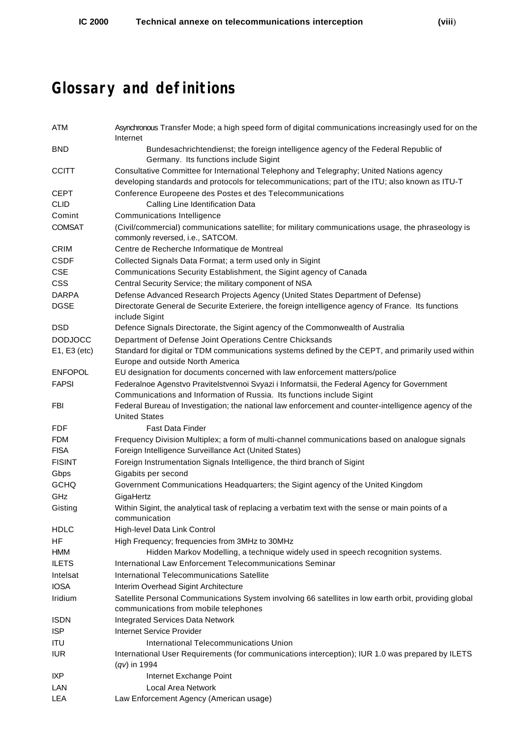# Glossary and definitions

| | |
|---|---|
| ATM | Asynchronous Transfer Mode; a high speed form of digital communications increasingly used for on the Internet |
| BND | Bundesachrichtendienst; the foreign intelligence agency of the Federal Republic of Germany. Its functions include Sigint |
| CCITT | Consultative Committee for International Telephony and Telegraphy; United Nations agency developing standards and protocols for telecommunications; part of the ITU; also known as ITU-T |
| CEPT | Conference Europeene des Postes et des Telecommunications |
| CLID | Calling Line Identification Data |
| Comint | Communications Intelligence |
| COMSAT | (Civil/commercial) communications satellite; for military communications usage, the phraseology is commonly reversed, i.e., SATCOM. |
| CRIM | Centre de Recherche Informatique de Montreal |
| CSDF | Collected Signals Data Format; a term used only in Sigint |
| CSE | Communications Security Establishment, the Sigint agency of Canada |
| CSS | Central Security Service; the military component of NSA |
| DARPA | Defense Advanced Research Projects Agency (United States Department of Defense) |
| DGSE | Directorate General de Securite Exteriere, the foreign intelligence agency of France. Its functions include Sigint |
| DSD | Defence Signals Directorate, the Sigint agency of the Commonwealth of Australia |
| DODJOCC | Department of Defense Joint Operations Centre Chicksands |
| E1, E3 (etc) | Standard for digital or TDM communications systems defined by the CEPT, and primarily used within Europe and outside North America |
| ENFOPOL | EU designation for documents concerned with law enforcement matters/police |
| FAPSI | Federalnoe Agenstvo Pravitelstvennoi Svyazi i Informatsii, the Federal Agency for Government Communications and Information of Russia. Its functions include Sigint |
| FBI | Federal Bureau of Investigation; the national law enforcement and counter-intelligence agency of the United States |
| FDF | Fast Data Finder |
| FDM | Frequency Division Multiplex; a form of multi-channel communications based on analogue signals |
| FISA | Foreign Intelligence Surveillance Act (United States) |
| FISINT | Foreign Instrumentation Signals Intelligence, the third branch of Sigint |
| Gbps | Gigabits per second |
| GCHQ | Government Communications Headquarters; the Sigint agency of the United Kingdom |
| GHz | GigaHertz |
| Gisting | Within Sigint, the analytical task of replacing a verbatim text with the sense or main points of a communication |
| HDLC | High-level Data Link Control |
| HF | High Frequency; frequencies from 3MHz to 30MHz |
| HMM | Hidden Markov Modelling, a technique widely used in speech recognition systems. |
| ILETS | International Law Enforcement Telecommunications Seminar |
| Intelsat | International Telecommunications Satellite |
| IOSA | Interim Overhead Sigint Architecture |
| Iridium | Satellite Personal Communications System involving 66 satellites in low earth orbit, providing global communications from mobile telephones |
| ISDN | Integrated Services Data Network |
| ISP | Internet Service Provider |
| ITU | International Telecommunications Union |
| IUR | International User Requirements (for communications interception); IUR 1.0 was prepared by ILETS (*qv*) in 1994 |
| IXP | Internet Exchange Point |
| LAN | Local Area Network |
| LEA | Law Enforcement Agency (American usage) |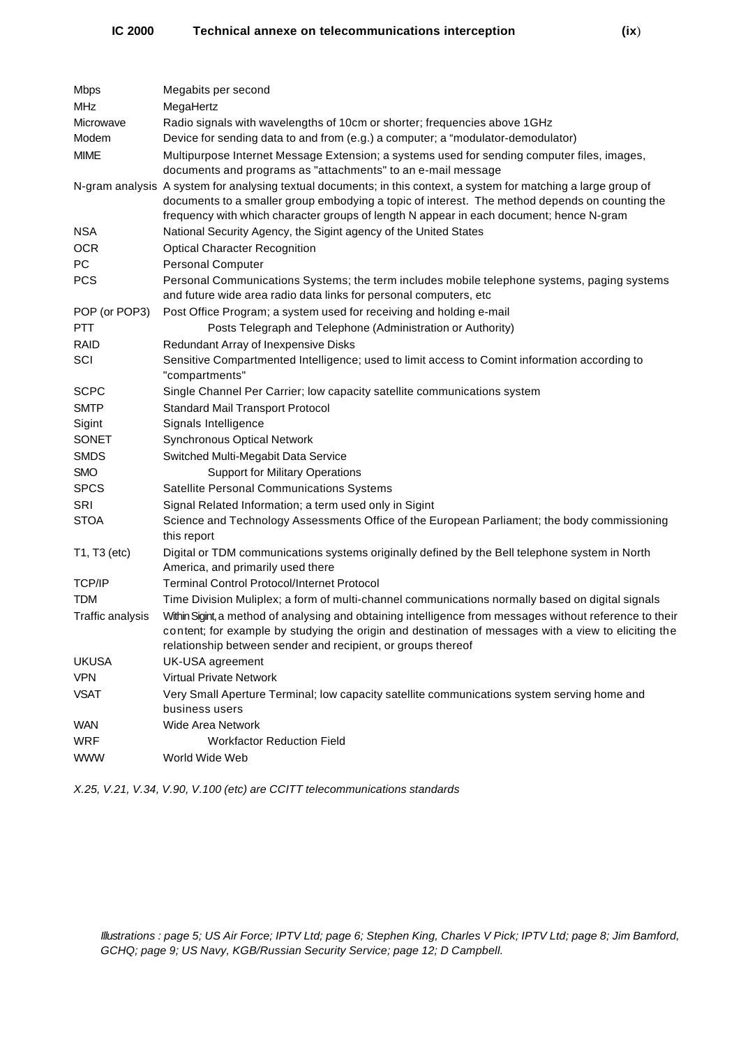| | |
|---|---|
| Mbps | Megabits per second |
| MHz | MegaHertz |
| Microwave | Radio signals with wavelengths of 10cm or shorter; frequencies above 1GHz |
| Modem | Device for sending data to and from (e.g.) a computer; a "modulator-demodulator) |
| MIME | Multipurpose Internet Message Extension; a systems used for sending computer files, images, documents and programs as "attachments" to an e-mail message |
| N-gram analysis | A system for analysing textual documents; in this context, a system for matching a large group of documents to a smaller group embodying a topic of interest. The method depends on counting the frequency with which character groups of length N appear in each document; hence N-gram |
| NSA | National Security Agency, the Sigint agency of the United States |
| OCR | Optical Character Recognition |
| PC | Personal Computer |
| PCS | Personal Communications Systems; the term includes mobile telephone systems, paging systems and future wide area radio data links for personal computers, etc |
| POP (or POP3) | Post Office Program; a system used for receiving and holding e-mail |
| PTT | Posts Telegraph and Telephone (Administration or Authority) |
| RAID | Redundant Array of Inexpensive Disks |
| SCI | Sensitive Compartmented Intelligence; used to limit access to Comint information according to "compartments" |
| SCPC | Single Channel Per Carrier; low capacity satellite communications system |
| SMTP | Standard Mail Transport Protocol |
| Sigint | Signals Intelligence |
| SONET | Synchronous Optical Network |
| SMDS | Switched Multi-Megabit Data Service |
| SMO | Support for Military Operations |
| SPCS | Satellite Personal Communications Systems |
| SRI | Signal Related Information; a term used only in Sigint |
| STOA | Science and Technology Assessments Office of the European Parliament; the body commissioning this report |
| T1, T3 (etc) | Digital or TDM communications systems originally defined by the Bell telephone system in North America, and primarily used there |
| TCP/IP | Terminal Control Protocol/Internet Protocol |
| TDM | Time Division Muliplex; a form of multi-channel communications normally based on digital signals |
| Traffic analysis | Within Sigint, a method of analysing and obtaining intelligence from messages without reference to their content; for example by studying the origin and destination of messages with a view to eliciting the relationship between sender and recipient, or groups thereof |
| UKUSA | UK-USA agreement |
| VPN | Virtual Private Network |
| VSAT | Very Small Aperture Terminal; low capacity satellite communications system serving home and business users |
| WAN | Wide Area Network |
| WRF | Workfactor Reduction Field |
| WWW | World Wide Web |

*X.25, V.21, V.34, V.90, V.100 (etc) are CCITT telecommunications standards*

*Illustrations : page 5; US Air Force; IPTV Ltd; page 6; Stephen King, Charles V Pick; IPTV Ltd; page 8; Jim Bamford, GCHQ; page 9; US Navy, KGB/Russian Security Service; page 12; D Campbell.*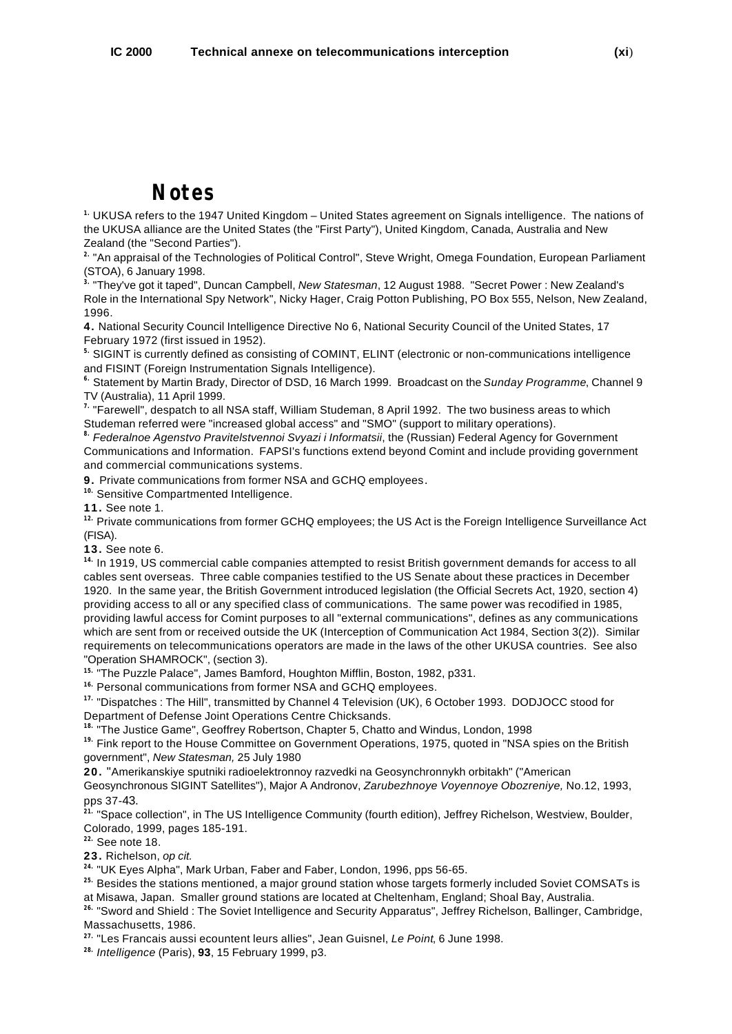# Notes

1. UKUSA refers to the 1947 United Kingdom – United States agreement on Signals intelligence. The nations of the UKUSA alliance are the United States (the "First Party"), United Kingdom, Canada, Australia and New Zealand (the "Second Parties").

2. "An appraisal of the Technologies of Political Control", Steve Wright, Omega Foundation, European Parliament (STOA), 6 January 1998.

3. "They've got it taped", Duncan Campbell, *New Statesman*, 12 August 1988. "Secret Power : New Zealand's Role in the International Spy Network", Nicky Hager, Craig Potton Publishing, PO Box 555, Nelson, New Zealand, 1996.

4. National Security Council Intelligence Directive No 6, National Security Council of the United States, 17 February 1972 (first issued in 1952).

5. SIGINT is currently defined as consisting of COMINT, ELINT (electronic or non-communications intelligence and FISINT (Foreign Instrumentation Signals Intelligence).

6. Statement by Martin Brady, Director of DSD, 16 March 1999. Broadcast on the *Sunday Programme*, Channel 9 TV (Australia), 11 April 1999.

7. "Farewell", despatch to all NSA staff, William Studeman, 8 April 1992. The two business areas to which Studeman referred were "increased global access" and "SMO" (support to military operations).

8. *Federalnoe Agenstvo Pravitelstvennoi Svyazi i Informatsii*, the (Russian) Federal Agency for Government Communications and Information. FAPSI's functions extend beyond Comint and include providing government and commercial communications systems.

9. Private communications from former NSA and GCHQ employees.

10. Sensitive Compartmented Intelligence.

11. See note 1.

12. Private communications from former GCHQ employees; the US Act is the Foreign Intelligence Surveillance Act (FISA).

13. See note 6.

14. In 1919, US commercial cable companies attempted to resist British government demands for access to all cables sent overseas. Three cable companies testified to the US Senate about these practices in December 1920. In the same year, the British Government introduced legislation (the Official Secrets Act, 1920, section 4) providing access to all or any specified class of communications. The same power was recodified in 1985, providing lawful access for Comint purposes to all "external communications", defines as any communications which are sent from or received outside the UK (Interception of Communication Act 1984, Section 3(2)). Similar requirements on telecommunications operators are made in the laws of the other UKUSA countries. See also "Operation SHAMROCK", (section 3).

15. "The Puzzle Palace", James Bamford, Houghton Mifflin, Boston, 1982, p331.

16. Personal communications from former NSA and GCHQ employees.

17. "Dispatches : The Hill", transmitted by Channel 4 Television (UK), 6 October 1993. DODJOCC stood for Department of Defense Joint Operations Centre Chicksands.

18. "The Justice Game", Geoffrey Robertson, Chapter 5, Chatto and Windus, London, 1998

19. Fink report to the House Committee on Government Operations, 1975, quoted in "NSA spies on the British government", *New Statesman,* 25 July 1980

20. "Amerikanskiye sputniki radioelektronnoy razvedki na Geosynchronnykh orbitakh" ("American Geosynchronous SIGINT Satellites"), Major A Andronov, *Zarubezhnoye Voyennoye Obozreniye,* No.12, 1993, pps 37-43.

21. "Space collection", in The US Intelligence Community (fourth edition), Jeffrey Richelson, Westview, Boulder, Colorado, 1999, pages 185-191.

22. See note 18.

23. Richelson, *op cit.*

24. "UK Eyes Alpha", Mark Urban, Faber and Faber, London, 1996, pps 56-65.

25. Besides the stations mentioned, a major ground station whose targets formerly included Soviet COMSATs is at Misawa, Japan. Smaller ground stations are located at Cheltenham, England; Shoal Bay, Australia.

26. "Sword and Shield : The Soviet Intelligence and Security Apparatus", Jeffrey Richelson, Ballinger, Cambridge, Massachusetts, 1986.

27. "Les Francais aussi ecountent leurs allies", Jean Guisnel, *Le Point*, 6 June 1998.

28. *Intelligence* (Paris), **93**, 15 February 1999, p3.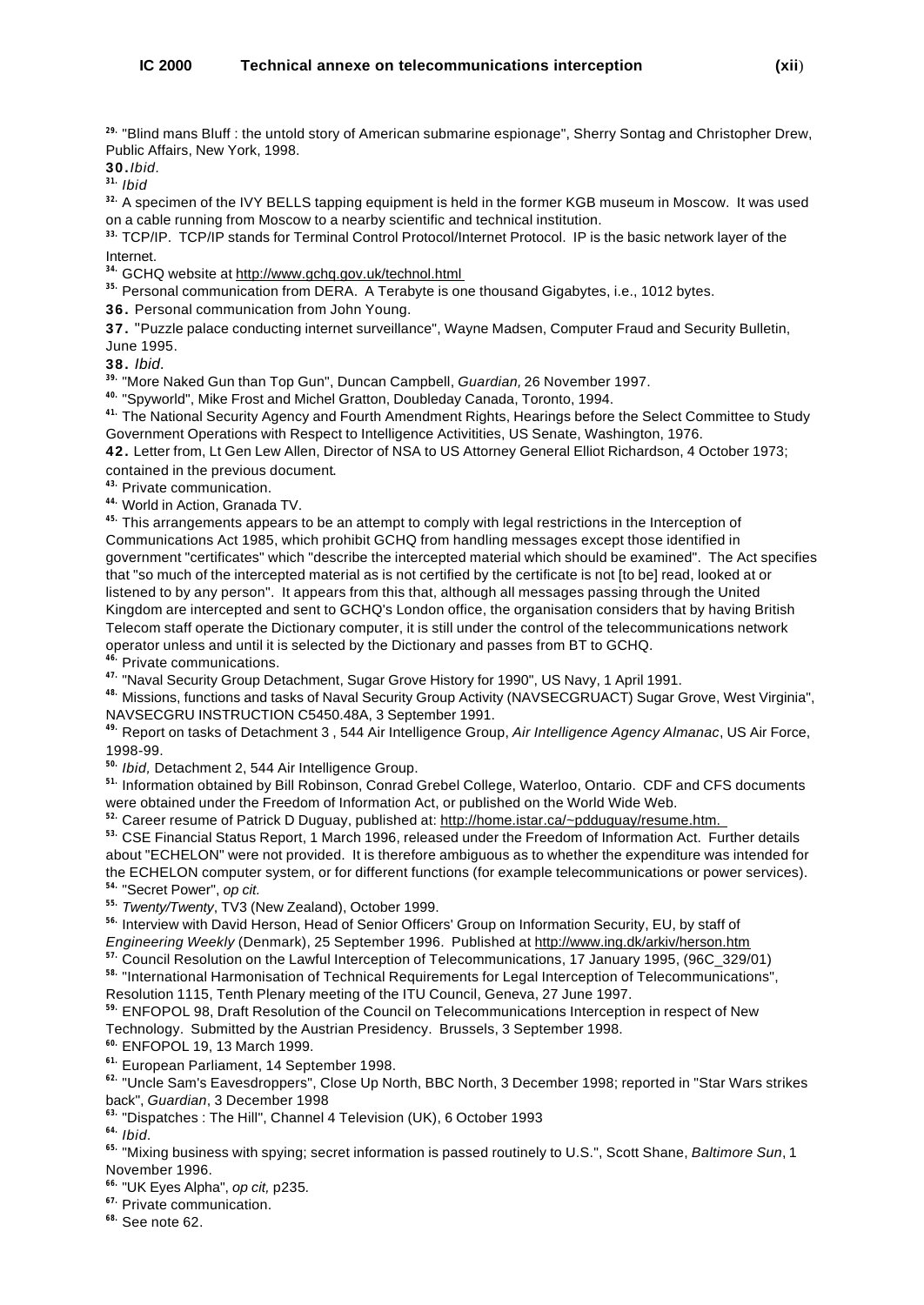29. "Blind mans Bluff : the untold story of American submarine espionage", Sherry Sontag and Christopher Drew, Public Affairs, New York, 1998.

30. *Ibid.*

31. *Ibid*

32. A specimen of the IVY BELLS tapping equipment is held in the former KGB museum in Moscow. It was used on a cable running from Moscow to a nearby scientific and technical institution.

33. TCP/IP. TCP/IP stands for Terminal Control Protocol/Internet Protocol. IP is the basic network layer of the Internet.

34. GCHQ website at http://www.gchq.gov.uk/technol.html

35. Personal communication from DERA. A Terabyte is one thousand Gigabytes, i.e., 1012 bytes.

36. Personal communication from John Young.

37. "Puzzle palace conducting internet surveillance", Wayne Madsen, Computer Fraud and Security Bulletin, June 1995.

38. *Ibid.*

39. "More Naked Gun than Top Gun", Duncan Campbell, *Guardian,* 26 November 1997.

40. "Spyworld", Mike Frost and Michel Gratton, Doubleday Canada, Toronto, 1994.

41. The National Security Agency and Fourth Amendment Rights, Hearings before the Select Committee to Study Government Operations with Respect to Intelligence Activitities, US Senate, Washington, 1976.

42. Letter from, Lt Gen Lew Allen, Director of NSA to US Attorney General Elliot Richardson, 4 October 1973; contained in the previous document.

43. Private communication.

44. World in Action, Granada TV.

45. This arrangements appears to be an attempt to comply with legal restrictions in the Interception of Communications Act 1985, which prohibit GCHQ from handling messages except those identified in government "certificates" which "describe the intercepted material which should be examined". The Act specifies that "so much of the intercepted material as is not certified by the certificate is not [to be] read, looked at or listened to by any person". It appears from this that, although all messages passing through the United Kingdom are intercepted and sent to GCHQ's London office, the organisation considers that by having British Telecom staff operate the Dictionary computer, it is still under the control of the telecommunications network operator unless and until it is selected by the Dictionary and passes from BT to GCHQ.

46. Private communications.

47. "Naval Security Group Detachment, Sugar Grove History for 1990", US Navy, 1 April 1991.

48. Missions, functions and tasks of Naval Security Group Activity (NAVSECGRUACT) Sugar Grove, West Virginia", NAVSECGRU INSTRUCTION C5450.48A, 3 September 1991.

49. Report on tasks of Detachment 3 , 544 Air Intelligence Group, *Air Intelligence Agency Almanac*, US Air Force, 1998-99.

50. *Ibid,* Detachment 2, 544 Air Intelligence Group.

51. Information obtained by Bill Robinson, Conrad Grebel College, Waterloo, Ontario. CDF and CFS documents were obtained under the Freedom of Information Act, or published on the World Wide Web.

52. Career resume of Patrick D Duguay, published at: http://home.istar.ca/~pdduguay/resume.htm.

53. CSE Financial Status Report, 1 March 1996, released under the Freedom of Information Act. Further details about "ECHELON" were not provided. It is therefore ambiguous as to whether the expenditure was intended for the ECHELON computer system, or for different functions (for example telecommunications or power services).

54. "Secret Power", *op cit.*

55. *Twenty/Twenty*, TV3 (New Zealand), October 1999.

56. Interview with David Herson, Head of Senior Officers' Group on Information Security, EU, by staff of *Engineering Weekly* (Denmark), 25 September 1996. Published at http://www.ing.dk/arkiv/herson.htm

57. Council Resolution on the Lawful Interception of Telecommunications, 17 January 1995, (96C_329/01)

58. "International Harmonisation of Technical Requirements for Legal Interception of Telecommunications", Resolution 1115, Tenth Plenary meeting of the ITU Council, Geneva, 27 June 1997.

59. ENFOPOL 98, Draft Resolution of the Council on Telecommunications Interception in respect of New Technology. Submitted by the Austrian Presidency. Brussels, 3 September 1998.

60. ENFOPOL 19, 13 March 1999.

61. European Parliament, 14 September 1998.

62. "Uncle Sam's Eavesdroppers", Close Up North, BBC North, 3 December 1998; reported in "Star Wars strikes back", *Guardian*, 3 December 1998

63. "Dispatches : The Hill", Channel 4 Television (UK), 6 October 1993

64. *Ibid.*

65. "Mixing business with spying; secret information is passed routinely to U.S.", Scott Shane, *Baltimore Sun*, 1 November 1996.

66. "UK Eyes Alpha", *op cit,* p235.

67. Private communication.

68. See note 62.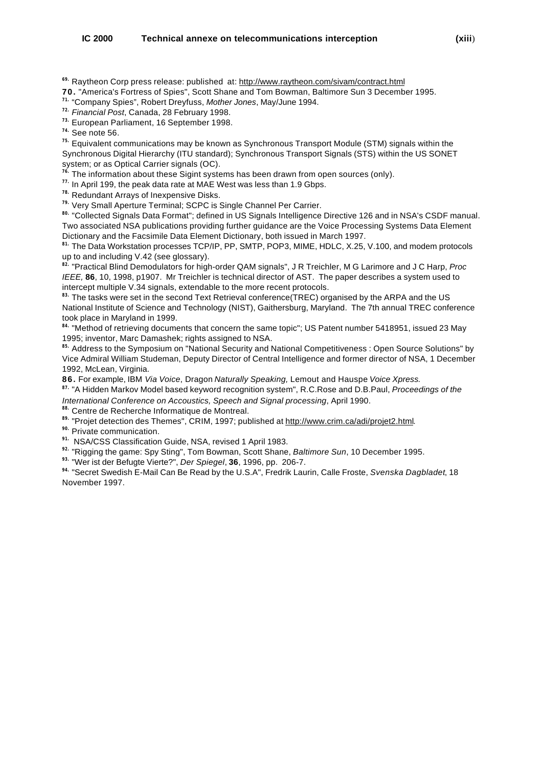69. Raytheon Corp press release: published at: http://www.raytheon.com/sivam/contract.html

70. "America's Fortress of Spies", Scott Shane and Tom Bowman, Baltimore Sun 3 December 1995.

71. "Company Spies", Robert Dreyfuss, *Mother Jones*, May/June 1994.

72. *Financial Post*, Canada, 28 February 1998.

73. European Parliament, 16 September 1998.

74. See note 56.

75. Equivalent communications may be known as Synchronous Transport Module (STM) signals within the Synchronous Digital Hierarchy (ITU standard); Synchronous Transport Signals (STS) within the US SONET system; or as Optical Carrier signals (OC).

76. The information about these Sigint systems has been drawn from open sources (only).

77. In April 199, the peak data rate at MAE West was less than 1.9 Gbps.

78. Redundant Arrays of Inexpensive Disks.

79. Very Small Aperture Terminal; SCPC is Single Channel Per Carrier.

80. "Collected Signals Data Format"; defined in US Signals Intelligence Directive 126 and in NSA's CSDF manual. Two associated NSA publications providing further guidance are the Voice Processing Systems Data Element Dictionary and the Facsimile Data Element Dictionary, both issued in March 1997.

81. The Data Workstation processes TCP/IP, PP, SMTP, POP3, MIME, HDLC, X.25, V.100, and modem protocols up to and including V.42 (see glossary).

82. "Practical Blind Demodulators for high-order QAM signals", J R Treichler, M G Larimore and J C Harp, *Proc IEEE,* **86**, 10, 1998, p1907. Mr Treichler is technical director of AST. The paper describes a system used to intercept multiple V.34 signals, extendable to the more recent protocols.

83. The tasks were set in the second Text Retrieval conference(TREC) organised by the ARPA and the US National Institute of Science and Technology (NIST), Gaithersburg, Maryland. The 7th annual TREC conference took place in Maryland in 1999.

84. "Method of retrieving documents that concern the same topic"; US Patent number 5418951, issued 23 May 1995; inventor, Marc Damashek; rights assigned to NSA.

85. Address to the Symposium on "National Security and National Competitiveness : Open Source Solutions" by Vice Admiral William Studeman, Deputy Director of Central Intelligence and former director of NSA, 1 December 1992, McLean, Virginia.

86. For example, IBM *Via Voice*, Dragon *Naturally Speaking,* Lemout and Hauspe *Voice Xpress.*

87. "A Hidden Markov Model based keyword recognition system", R.C.Rose and D.B.Paul, *Proceedings of the International Conference on Accoustics, Speech and Signal processing*, April 1990.

88. Centre de Recherche Informatique de Montreal.

89. "Projet detection des Themes", CRIM, 1997; published at http://www.crim.ca/adi/projet2.html.

90. Private communication.

91. NSA/CSS Classification Guide, NSA, revised 1 April 1983.

92. "Rigging the game: Spy Sting", Tom Bowman, Scott Shane, *Baltimore Sun*, 10 December 1995.

93. "Wer ist der Befugte Vierte?", *Der Spiegel*, **36**, 1996, pp. 206-7.

94. "Secret Swedish E-Mail Can Be Read by the U.S.A", Fredrik Laurin, Calle Froste, *Svenska Dagbladet*, 18 November 1997.